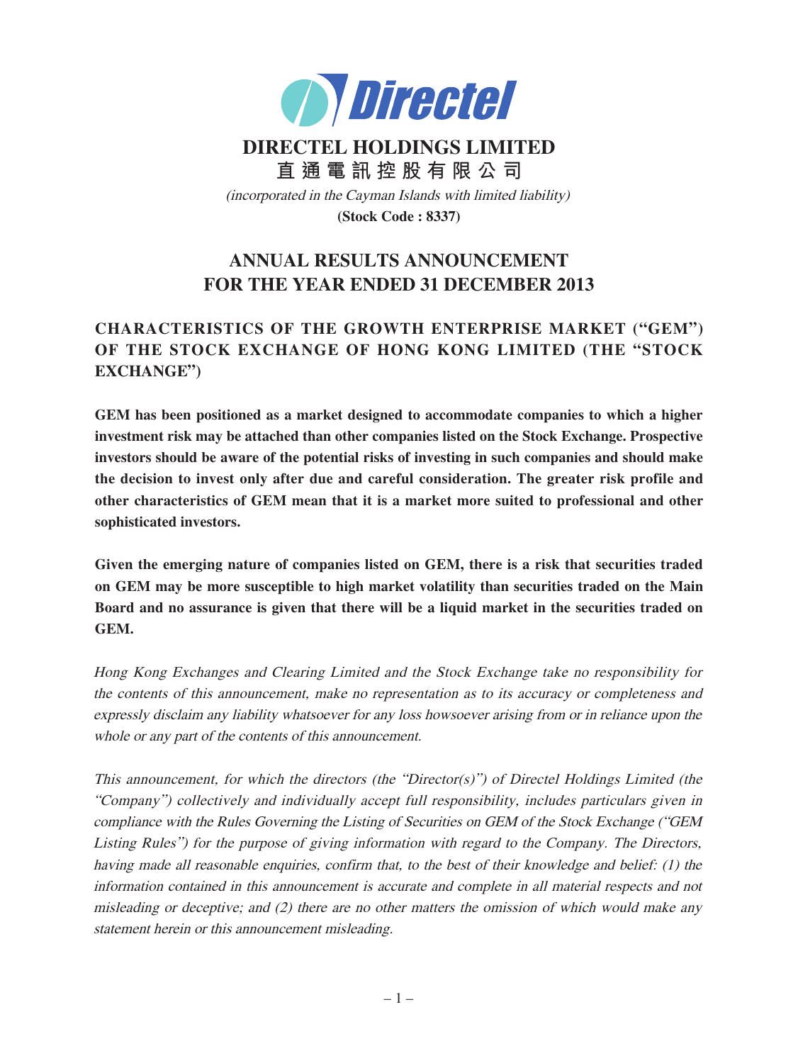# DIRECTEL HOLDINGS LIMITED

# 直通電訊控股有限公司

*(incorporated in the Cayman Islands with limited liability)*

**(Stock Code : 8337)**

## ANNUAL RESULTS ANNOUNCEMENT FOR THE YEAR ENDED 31 DECEMBER 2013

### CHARACTERISTICS OF THE GROWTH ENTERPRISE MARKET ("GEM") OF THE STOCK EXCHANGE OF HONG KONG LIMITED (THE "STOCK EXCHANGE")

**GEM has been positioned as a market designed to accommodate companies to which a higher investment risk may be attached than other companies listed on the Stock Exchange. Prospective investors should be aware of the potential risks of investing in such companies and should make the decision to invest only after due and careful consideration. The greater risk profile and other characteristics of GEM mean that it is a market more suited to professional and other sophisticated investors.**

**Given the emerging nature of companies listed on GEM, there is a risk that securities traded on GEM may be more susceptible to high market volatility than securities traded on the Main Board and no assurance is given that there will be a liquid market in the securities traded on GEM.**

*Hong Kong Exchanges and Clearing Limited and the Stock Exchange take no responsibility for the contents of this announcement, make no representation as to its accuracy or completeness and expressly disclaim any liability whatsoever for any loss howsoever arising from or in reliance upon the whole or any part of the contents of this announcement.*

*This announcement, for which the directors (the "Director(s)") of Directel Holdings Limited (the "Company") collectively and individually accept full responsibility, includes particulars given in compliance with the Rules Governing the Listing of Securities on GEM of the Stock Exchange ("GEM Listing Rules") for the purpose of giving information with regard to the Company. The Directors, having made all reasonable enquiries, confirm that, to the best of their knowledge and belief: (1) the information contained in this announcement is accurate and complete in all material respects and not misleading or deceptive; and (2) there are no other matters the omission of which would make any statement herein or this announcement misleading.*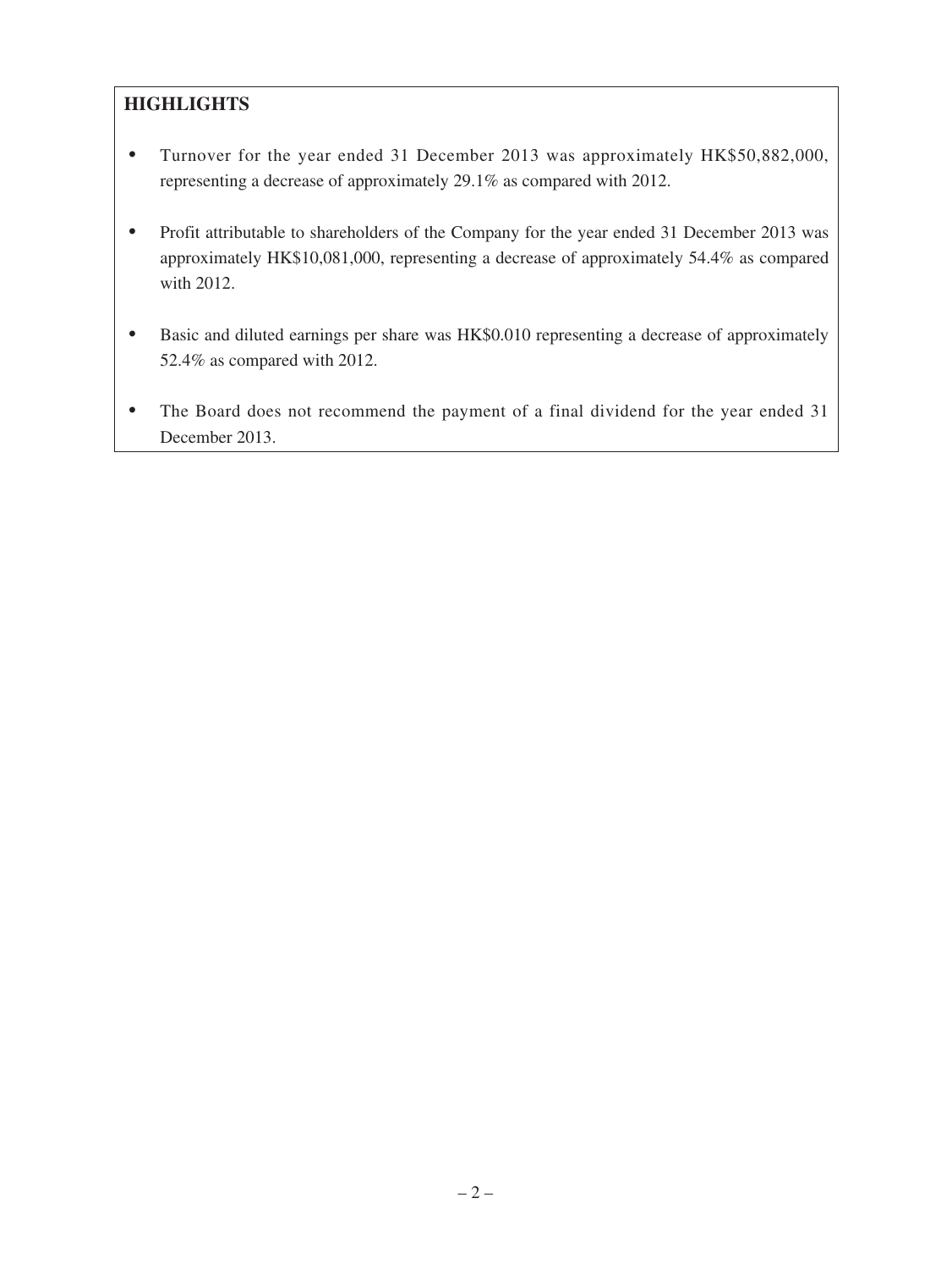## HIGHLIGHTS

- Turnover for the year ended 31 December 2013 was approximately HK$50,882,000, representing a decrease of approximately 29.1% as compared with 2012.
- Profit attributable to shareholders of the Company for the year ended 31 December 2013 was approximately HK$10,081,000, representing a decrease of approximately 54.4% as compared with 2012.
- Basic and diluted earnings per share was HK$0.010 representing a decrease of approximately 52.4% as compared with 2012.
- The Board does not recommend the payment of a final dividend for the year ended 31 December 2013.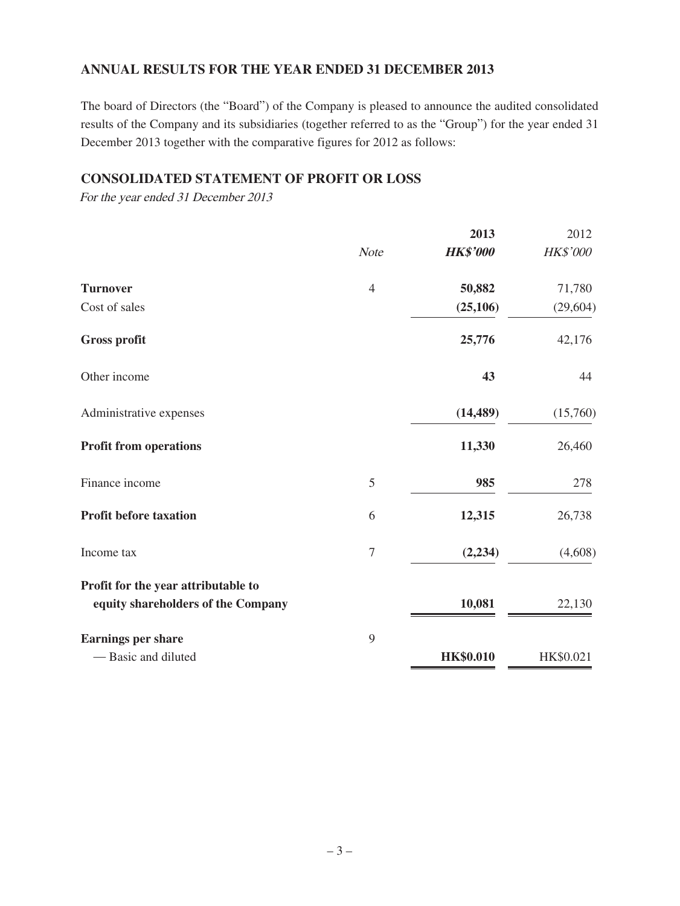## ANNUAL RESULTS FOR THE YEAR ENDED 31 DECEMBER 2013

The board of Directors (the "Board") of the Company is pleased to announce the audited consolidated results of the Company and its subsidiaries (together referred to as the "Group") for the year ended 31 December 2013 together with the comparative figures for 2012 as follows:

## CONSOLIDATED STATEMENT OF PROFIT OR LOSS

*For the year ended 31 December 2013*

| | *Note* | **2013** | 2012 |
|---|---|---|---|
| | | ***HK$'000*** | *HK$'000* |
| **Turnover** | 4 | **50,882** | 71,780 |
| Cost of sales | | **(25,106)** | (29,604) |
| **Gross profit** | | **25,776** | 42,176 |
| Other income | | **43** | 44 |
| Administrative expenses | | **(14,489)** | (15,760) |
| **Profit from operations** | | **11,330** | 26,460 |
| Finance income | 5 | **985** | 278 |
| **Profit before taxation** | 6 | **12,315** | 26,738 |
| Income tax | 7 | **(2,234)** | (4,608) |
| **Profit for the year attributable to equity shareholders of the Company** | | **10,081** | 22,130 |
| **Earnings per share** | 9 | | |
| — Basic and diluted | | **HK$0.010** | HK$0.021 |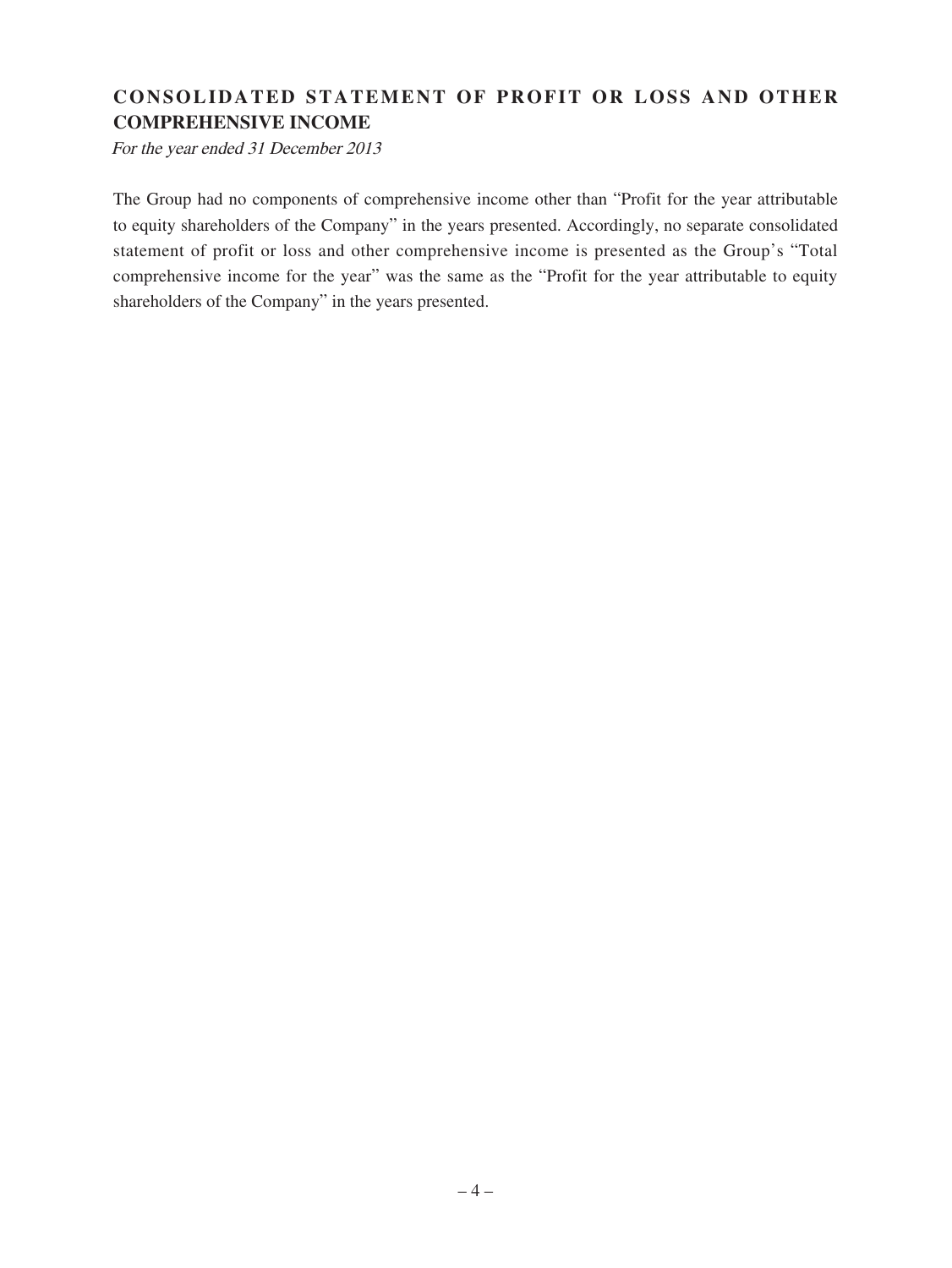## CONSOLIDATED STATEMENT OF PROFIT OR LOSS AND OTHER COMPREHENSIVE INCOME

*For the year ended 31 December 2013*

The Group had no components of comprehensive income other than "Profit for the year attributable to equity shareholders of the Company" in the years presented. Accordingly, no separate consolidated statement of profit or loss and other comprehensive income is presented as the Group's "Total comprehensive income for the year" was the same as the "Profit for the year attributable to equity shareholders of the Company" in the years presented.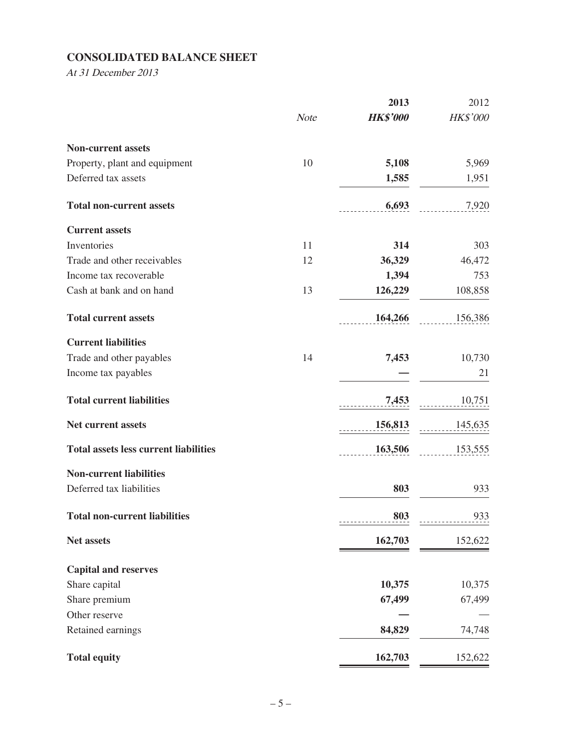## CONSOLIDATED BALANCE SHEET

*At 31 December 2013*

| | *Note* | **2013** | 2012 |
|---|---|---|---|
| | | ***HK$'000*** | *HK$'000* |
| **Non-current assets** | | | |
| Property, plant and equipment | 10 | **5,108** | 5,969 |
| Deferred tax assets | | **1,585** | 1,951 |
| **Total non-current assets** | | **6,693** | 7,920 |
| **Current assets** | | | |
| Inventories | 11 | **314** | 303 |
| Trade and other receivables | 12 | **36,329** | 46,472 |
| Income tax recoverable | | **1,394** | 753 |
| Cash at bank and on hand | 13 | **126,229** | 108,858 |
| **Total current assets** | | **164,266** | 156,386 |
| **Current liabilities** | | | |
| Trade and other payables | 14 | **7,453** | 10,730 |
| Income tax payables | | **—** | 21 |
| **Total current liabilities** | | **7,453** | 10,751 |
| **Net current assets** | | **156,813** | 145,635 |
| **Total assets less current liabilities** | | **163,506** | 153,555 |
| **Non-current liabilities** | | | |
| Deferred tax liabilities | | **803** | 933 |
| **Total non-current liabilities** | | **803** | 933 |
| **Net assets** | | **162,703** | 152,622 |
| **Capital and reserves** | | | |
| Share capital | | **10,375** | 10,375 |
| Share premium | | **67,499** | 67,499 |
| Other reserve | | **—** | — |
| Retained earnings | | **84,829** | 74,748 |
| **Total equity** | | **162,703** | 152,622 |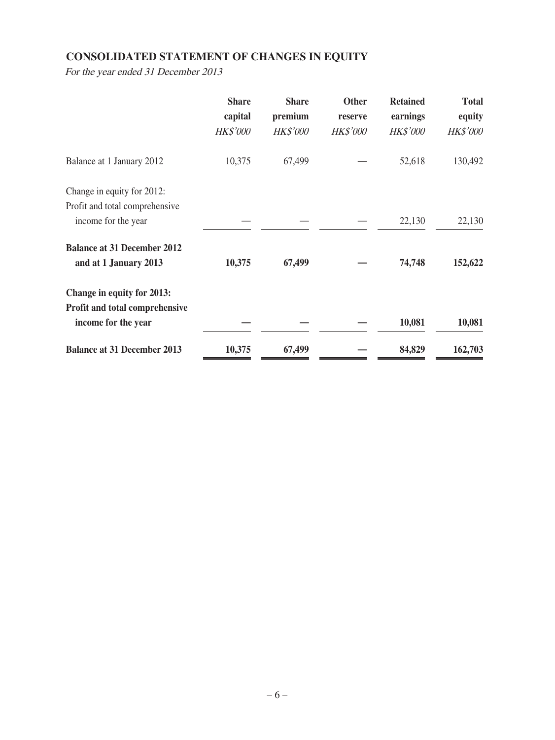## CONSOLIDATED STATEMENT OF CHANGES IN EQUITY

*For the year ended 31 December 2013*

| | Share capital | Share premium | Other reserve | Retained earnings | Total equity |
|---|---|---|---|---|---|
| | *HK$'000* | *HK$'000* | *HK$'000* | *HK$'000* | *HK$'000* |
| Balance at 1 January 2012 | 10,375 | 67,499 | — | 52,618 | 130,492 |
| Change in equity for 2012: | | | | | |
| Profit and total comprehensive income for the year | — | — | — | 22,130 | 22,130 |
| **Balance at 31 December 2012 and at 1 January 2013** | **10,375** | **67,499** | **—** | **74,748** | **152,622** |
| **Change in equity for 2013:** | | | | | |
| **Profit and total comprehensive income for the year** | **—** | **—** | **—** | **10,081** | **10,081** |
| **Balance at 31 December 2013** | **10,375** | **67,499** | **—** | **84,829** | **162,703** |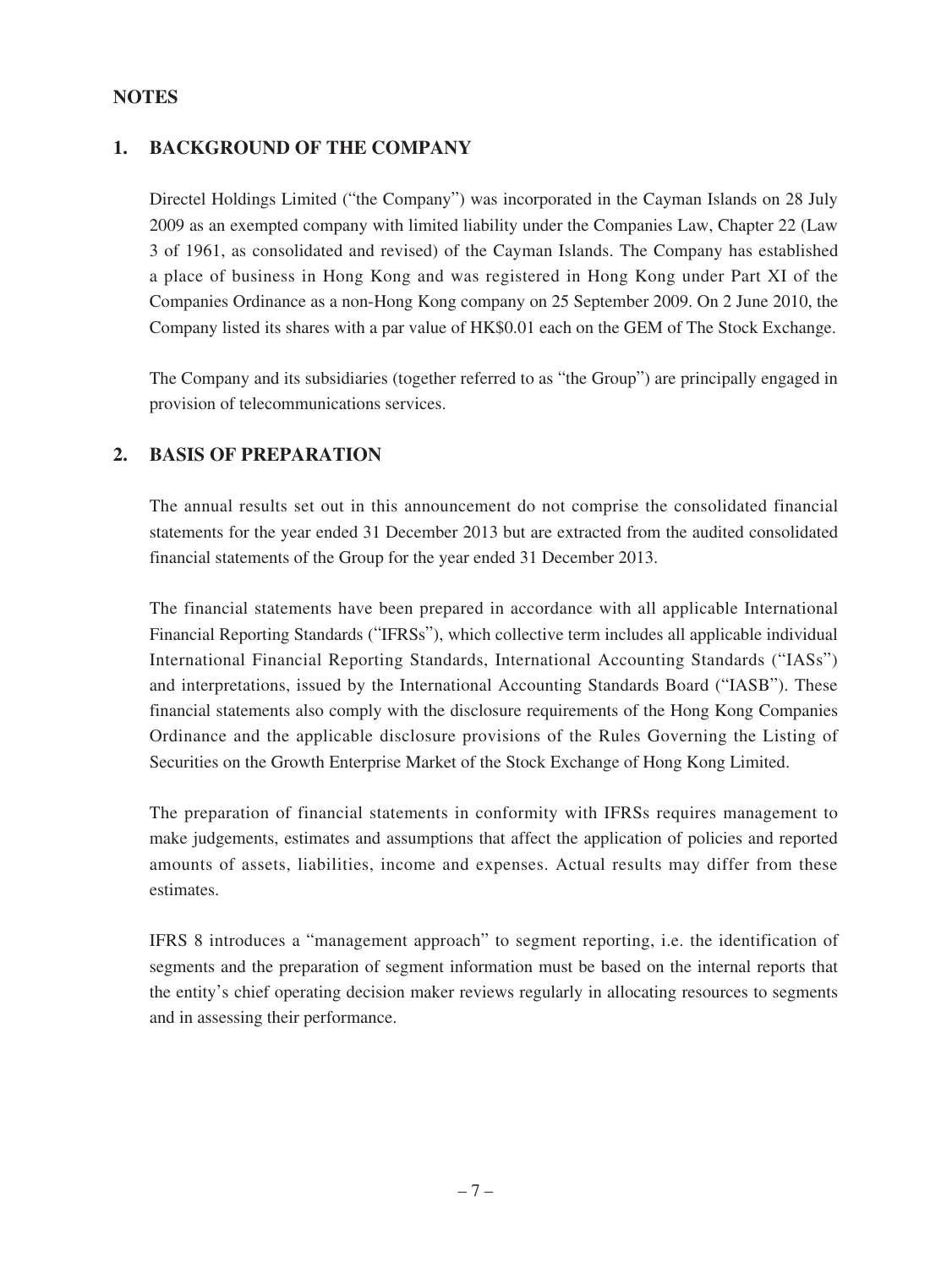## NOTES

### 1. BACKGROUND OF THE COMPANY

Directel Holdings Limited ("the Company") was incorporated in the Cayman Islands on 28 July 2009 as an exempted company with limited liability under the Companies Law, Chapter 22 (Law 3 of 1961, as consolidated and revised) of the Cayman Islands. The Company has established a place of business in Hong Kong and was registered in Hong Kong under Part XI of the Companies Ordinance as a non-Hong Kong company on 25 September 2009. On 2 June 2010, the Company listed its shares with a par value of HK$0.01 each on the GEM of The Stock Exchange.

The Company and its subsidiaries (together referred to as "the Group") are principally engaged in provision of telecommunications services.

### 2. BASIS OF PREPARATION

The annual results set out in this announcement do not comprise the consolidated financial statements for the year ended 31 December 2013 but are extracted from the audited consolidated financial statements of the Group for the year ended 31 December 2013.

The financial statements have been prepared in accordance with all applicable International Financial Reporting Standards ("IFRSs"), which collective term includes all applicable individual International Financial Reporting Standards, International Accounting Standards ("IASs") and interpretations, issued by the International Accounting Standards Board ("IASB"). These financial statements also comply with the disclosure requirements of the Hong Kong Companies Ordinance and the applicable disclosure provisions of the Rules Governing the Listing of Securities on the Growth Enterprise Market of the Stock Exchange of Hong Kong Limited.

The preparation of financial statements in conformity with IFRSs requires management to make judgements, estimates and assumptions that affect the application of policies and reported amounts of assets, liabilities, income and expenses. Actual results may differ from these estimates.

IFRS 8 introduces a "management approach" to segment reporting, i.e. the identification of segments and the preparation of segment information must be based on the internal reports that the entity's chief operating decision maker reviews regularly in allocating resources to segments and in assessing their performance.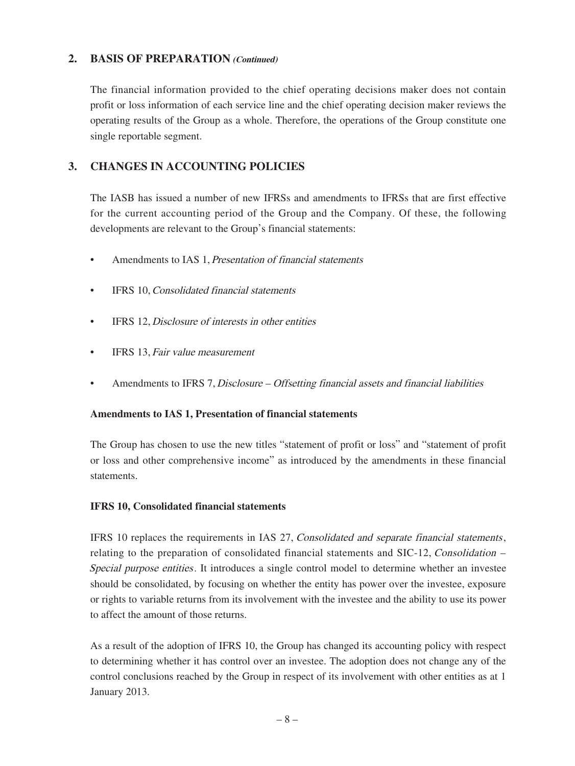## 2. BASIS OF PREPARATION *(Continued)*

The financial information provided to the chief operating decisions maker does not contain profit or loss information of each service line and the chief operating decision maker reviews the operating results of the Group as a whole. Therefore, the operations of the Group constitute one single reportable segment.

## 3. CHANGES IN ACCOUNTING POLICIES

The IASB has issued a number of new IFRSs and amendments to IFRSs that are first effective for the current accounting period of the Group and the Company. Of these, the following developments are relevant to the Group's financial statements:

- Amendments to IAS 1, *Presentation of financial statements*
- IFRS 10, *Consolidated financial statements*
- IFRS 12, *Disclosure of interests in other entities*
- IFRS 13, *Fair value measurement*
- Amendments to IFRS 7, *Disclosure – Offsetting financial assets and financial liabilities*

**Amendments to IAS 1, Presentation of financial statements**

The Group has chosen to use the new titles "statement of profit or loss" and "statement of profit or loss and other comprehensive income" as introduced by the amendments in these financial statements.

**IFRS 10, Consolidated financial statements**

IFRS 10 replaces the requirements in IAS 27, *Consolidated and separate financial statements*, relating to the preparation of consolidated financial statements and SIC-12, *Consolidation – Special purpose entities*. It introduces a single control model to determine whether an investee should be consolidated, by focusing on whether the entity has power over the investee, exposure or rights to variable returns from its involvement with the investee and the ability to use its power to affect the amount of those returns.

As a result of the adoption of IFRS 10, the Group has changed its accounting policy with respect to determining whether it has control over an investee. The adoption does not change any of the control conclusions reached by the Group in respect of its involvement with other entities as at 1 January 2013.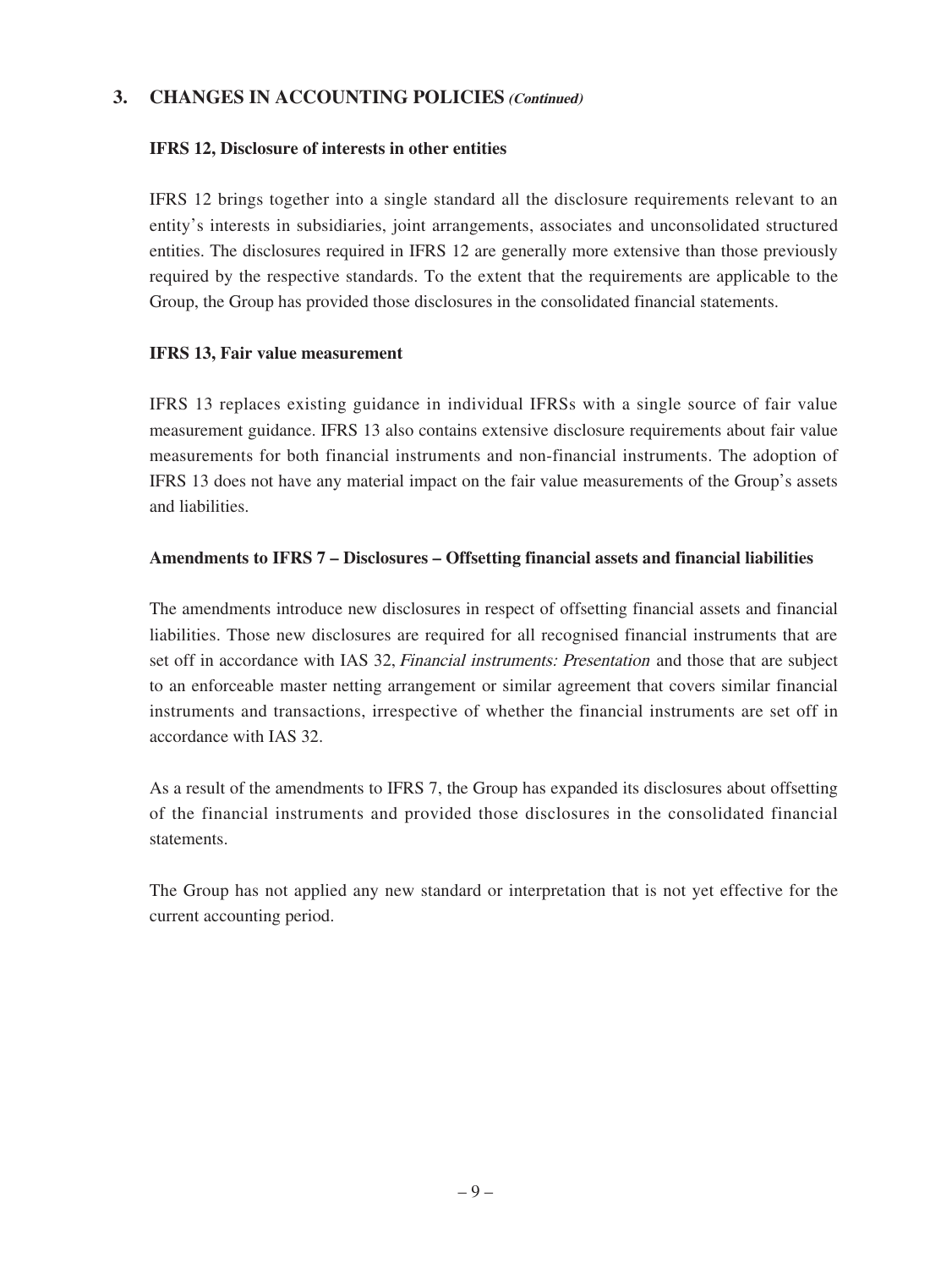## 3. CHANGES IN ACCOUNTING POLICIES *(Continued)*

### IFRS 12, Disclosure of interests in other entities

IFRS 12 brings together into a single standard all the disclosure requirements relevant to an entity's interests in subsidiaries, joint arrangements, associates and unconsolidated structured entities. The disclosures required in IFRS 12 are generally more extensive than those previously required by the respective standards. To the extent that the requirements are applicable to the Group, the Group has provided those disclosures in the consolidated financial statements.

### IFRS 13, Fair value measurement

IFRS 13 replaces existing guidance in individual IFRSs with a single source of fair value measurement guidance. IFRS 13 also contains extensive disclosure requirements about fair value measurements for both financial instruments and non-financial instruments. The adoption of IFRS 13 does not have any material impact on the fair value measurements of the Group's assets and liabilities.

### Amendments to IFRS 7 – Disclosures – Offsetting financial assets and financial liabilities

The amendments introduce new disclosures in respect of offsetting financial assets and financial liabilities. Those new disclosures are required for all recognised financial instruments that are set off in accordance with IAS 32, *Financial instruments: Presentation* and those that are subject to an enforceable master netting arrangement or similar agreement that covers similar financial instruments and transactions, irrespective of whether the financial instruments are set off in accordance with IAS 32.

As a result of the amendments to IFRS 7, the Group has expanded its disclosures about offsetting of the financial instruments and provided those disclosures in the consolidated financial statements.

The Group has not applied any new standard or interpretation that is not yet effective for the current accounting period.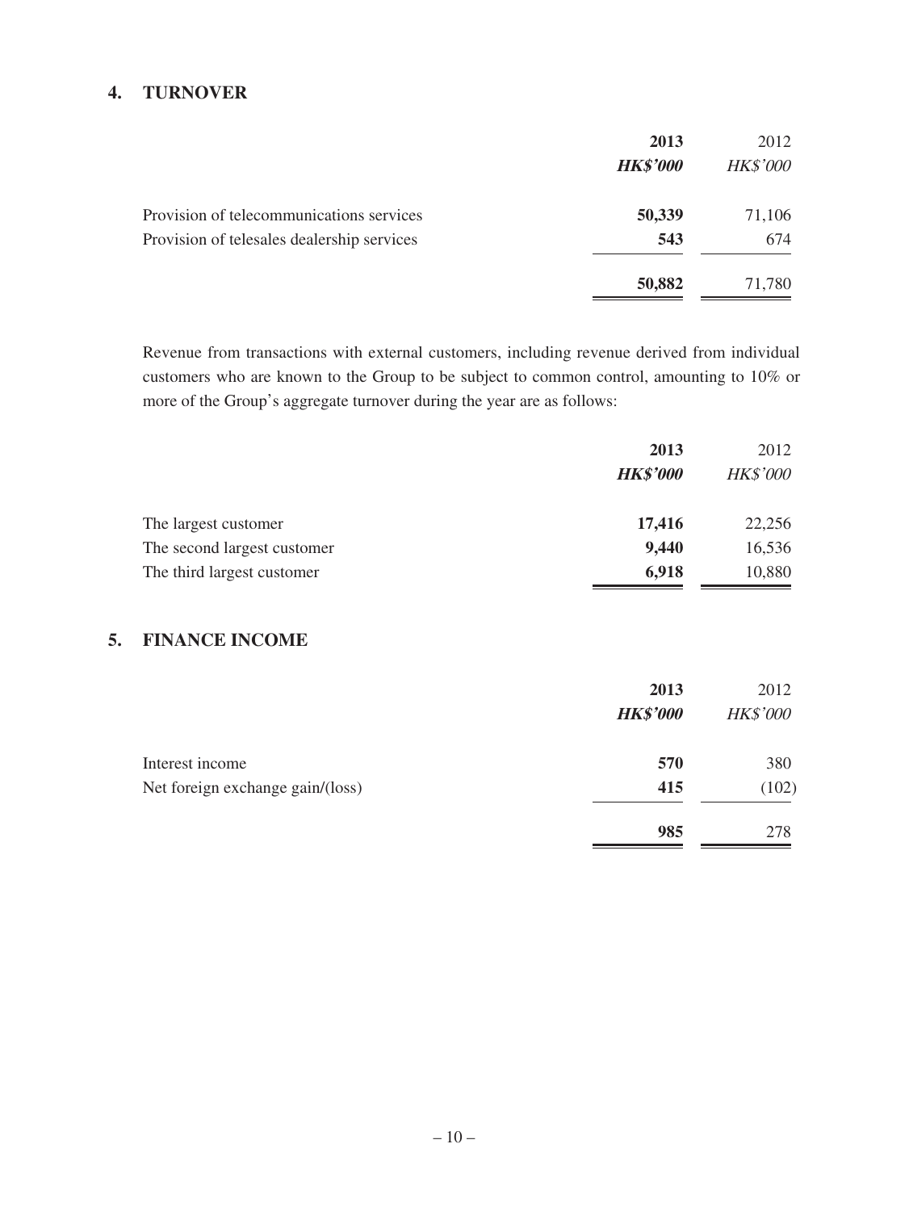## 4. TURNOVER

| | 2013 | 2012 |
|---|---|---|
| | ***HK$'000*** | *HK$'000* |
| Provision of telecommunications services | **50,339** | 71,106 |
| Provision of telesales dealership services | **543** | 674 |
| | **50,882** | 71,780 |

Revenue from transactions with external customers, including revenue derived from individual customers who are known to the Group to be subject to common control, amounting to 10% or more of the Group's aggregate turnover during the year are as follows:

| | 2013 | 2012 |
|---|---|---|
| | ***HK$'000*** | *HK$'000* |
| The largest customer | **17,416** | 22,256 |
| The second largest customer | **9,440** | 16,536 |
| The third largest customer | **6,918** | 10,880 |

## 5. FINANCE INCOME

| | 2013 | 2012 |
|---|---|---|
| | ***HK$'000*** | *HK$'000* |
| Interest income | **570** | 380 |
| Net foreign exchange gain/(loss) | **415** | (102) |
| | **985** | 278 |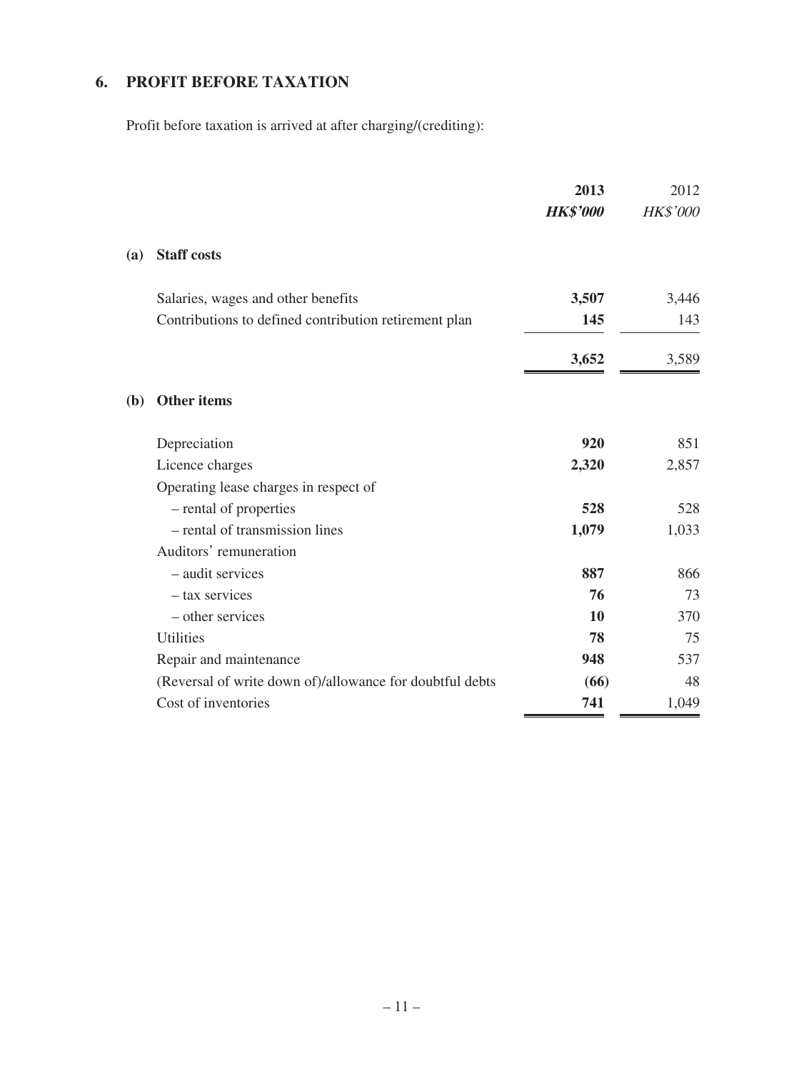## 6. PROFIT BEFORE TAXATION

Profit before taxation is arrived at after charging/(crediting):

| | **2013** | 2012 |
|---|---|---|
| | ***HK$'000*** | *HK$'000* |
| **(a) Staff costs** | | |
| Salaries, wages and other benefits | **3,507** | 3,446 |
| Contributions to defined contribution retirement plan | **145** | 143 |
| | **3,652** | 3,589 |
| **(b) Other items** | | |
| Depreciation | **920** | 851 |
| Licence charges | **2,320** | 2,857 |
| Operating lease charges in respect of | | |
| – rental of properties | **528** | 528 |
| – rental of transmission lines | **1,079** | 1,033 |
| Auditors' remuneration | | |
| – audit services | **887** | 866 |
| – tax services | **76** | 73 |
| – other services | **10** | 370 |
| Utilities | **78** | 75 |
| Repair and maintenance | **948** | 537 |
| (Reversal of write down of)/allowance for doubtful debts | **(66)** | 48 |
| Cost of inventories | **741** | 1,049 |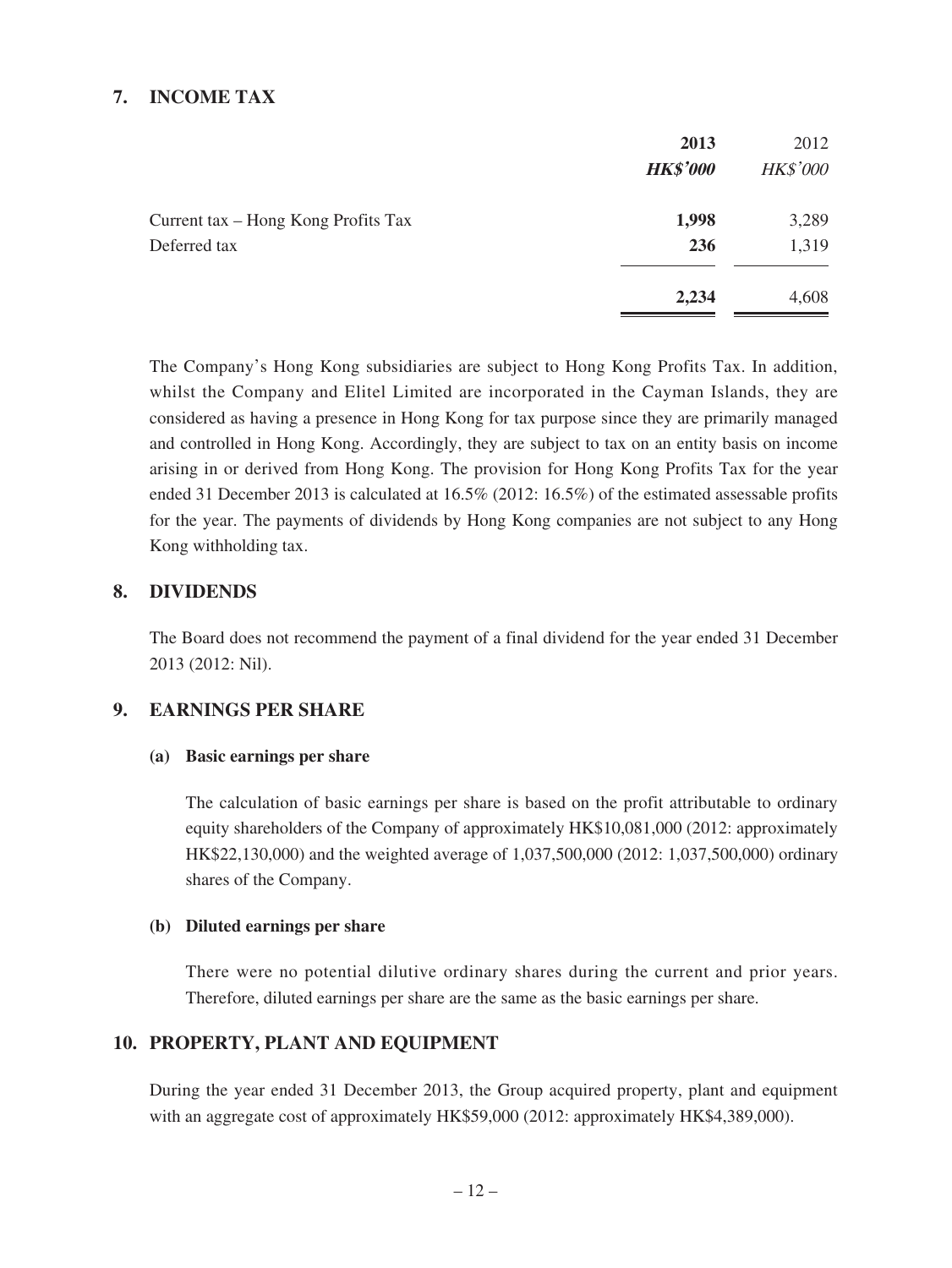## 7. INCOME TAX

| | 2013 | 2012 |
|---|---|---|
| | ***HK$'000*** | *HK$'000* |
| Current tax – Hong Kong Profits Tax | **1,998** | 3,289 |
| Deferred tax | **236** | 1,319 |
| | **2,234** | 4,608 |

The Company's Hong Kong subsidiaries are subject to Hong Kong Profits Tax. In addition, whilst the Company and Elitel Limited are incorporated in the Cayman Islands, they are considered as having a presence in Hong Kong for tax purpose since they are primarily managed and controlled in Hong Kong. Accordingly, they are subject to tax on an entity basis on income arising in or derived from Hong Kong. The provision for Hong Kong Profits Tax for the year ended 31 December 2013 is calculated at 16.5% (2012: 16.5%) of the estimated assessable profits for the year. The payments of dividends by Hong Kong companies are not subject to any Hong Kong withholding tax.

## 8. DIVIDENDS

The Board does not recommend the payment of a final dividend for the year ended 31 December 2013 (2012: Nil).

## 9. EARNINGS PER SHARE

### (a) Basic earnings per share

The calculation of basic earnings per share is based on the profit attributable to ordinary equity shareholders of the Company of approximately HK$10,081,000 (2012: approximately HK$22,130,000) and the weighted average of 1,037,500,000 (2012: 1,037,500,000) ordinary shares of the Company.

### (b) Diluted earnings per share

There were no potential dilutive ordinary shares during the current and prior years. Therefore, diluted earnings per share are the same as the basic earnings per share.

## 10. PROPERTY, PLANT AND EQUIPMENT

During the year ended 31 December 2013, the Group acquired property, plant and equipment with an aggregate cost of approximately HK$59,000 (2012: approximately HK$4,389,000).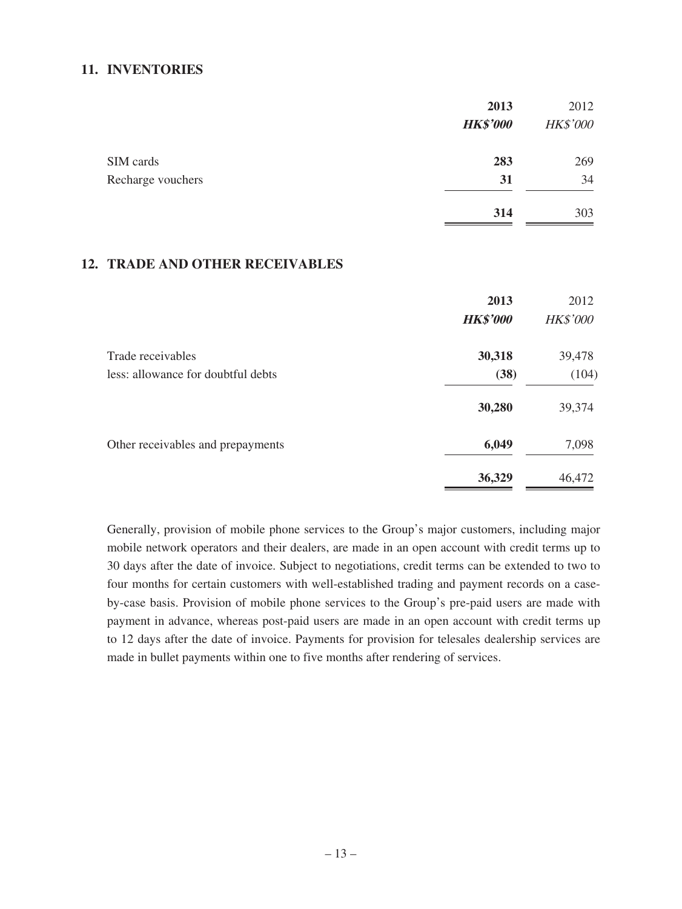## 11. INVENTORIES

| | 2013 | 2012 |
|---|---|---|
| | ***HK$'000*** | *HK$'000* |
| SIM cards | **283** | 269 |
| Recharge vouchers | **31** | 34 |
| | **314** | 303 |

## 12. TRADE AND OTHER RECEIVABLES

| | 2013 | 2012 |
|---|---|---|
| | ***HK$'000*** | *HK$'000* |
| Trade receivables | **30,318** | 39,478 |
| less: allowance for doubtful debts | **(38)** | (104) |
| | **30,280** | 39,374 |
| Other receivables and prepayments | **6,049** | 7,098 |
| | **36,329** | 46,472 |

Generally, provision of mobile phone services to the Group's major customers, including major mobile network operators and their dealers, are made in an open account with credit terms up to 30 days after the date of invoice. Subject to negotiations, credit terms can be extended to two to four months for certain customers with well-established trading and payment records on a case-by-case basis. Provision of mobile phone services to the Group's pre-paid users are made with payment in advance, whereas post-paid users are made in an open account with credit terms up to 12 days after the date of invoice. Payments for provision for telesales dealership services are made in bullet payments within one to five months after rendering of services.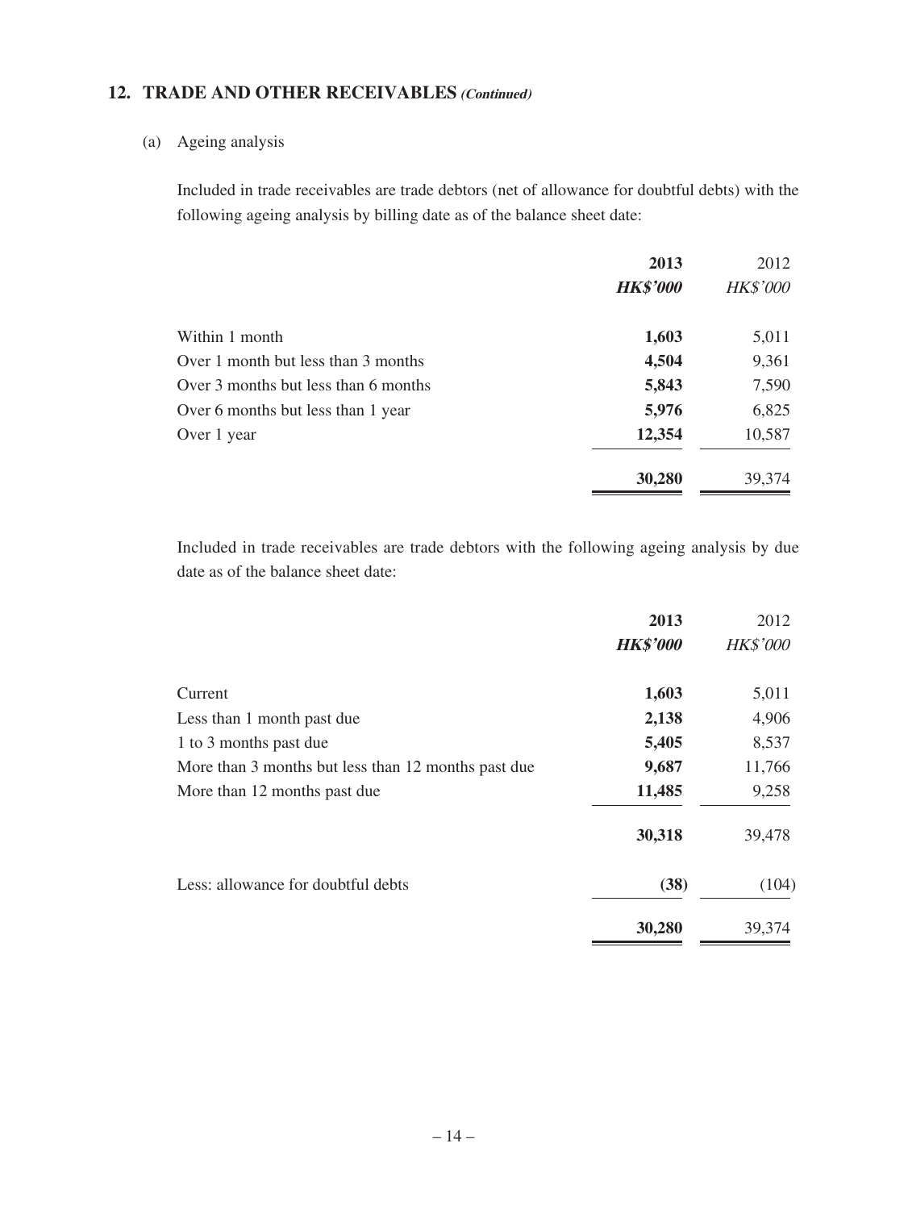## 12. TRADE AND OTHER RECEIVABLES *(Continued)*

(a) Ageing analysis

Included in trade receivables are trade debtors (net of allowance for doubtful debts) with the following ageing analysis by billing date as of the balance sheet date:

| | **2013** | 2012 |
|---|---|---|
| | ***HK$'000*** | *HK$'000* |
| Within 1 month | **1,603** | 5,011 |
| Over 1 month but less than 3 months | **4,504** | 9,361 |
| Over 3 months but less than 6 months | **5,843** | 7,590 |
| Over 6 months but less than 1 year | **5,976** | 6,825 |
| Over 1 year | **12,354** | 10,587 |
| | **30,280** | 39,374 |

Included in trade receivables are trade debtors with the following ageing analysis by due date as of the balance sheet date:

| | **2013** | 2012 |
|---|---|---|
| | ***HK$'000*** | *HK$'000* |
| Current | **1,603** | 5,011 |
| Less than 1 month past due | **2,138** | 4,906 |
| 1 to 3 months past due | **5,405** | 8,537 |
| More than 3 months but less than 12 months past due | **9,687** | 11,766 |
| More than 12 months past due | **11,485** | 9,258 |
| | **30,318** | 39,478 |
| Less: allowance for doubtful debts | **(38)** | (104) |
| | **30,280** | 39,374 |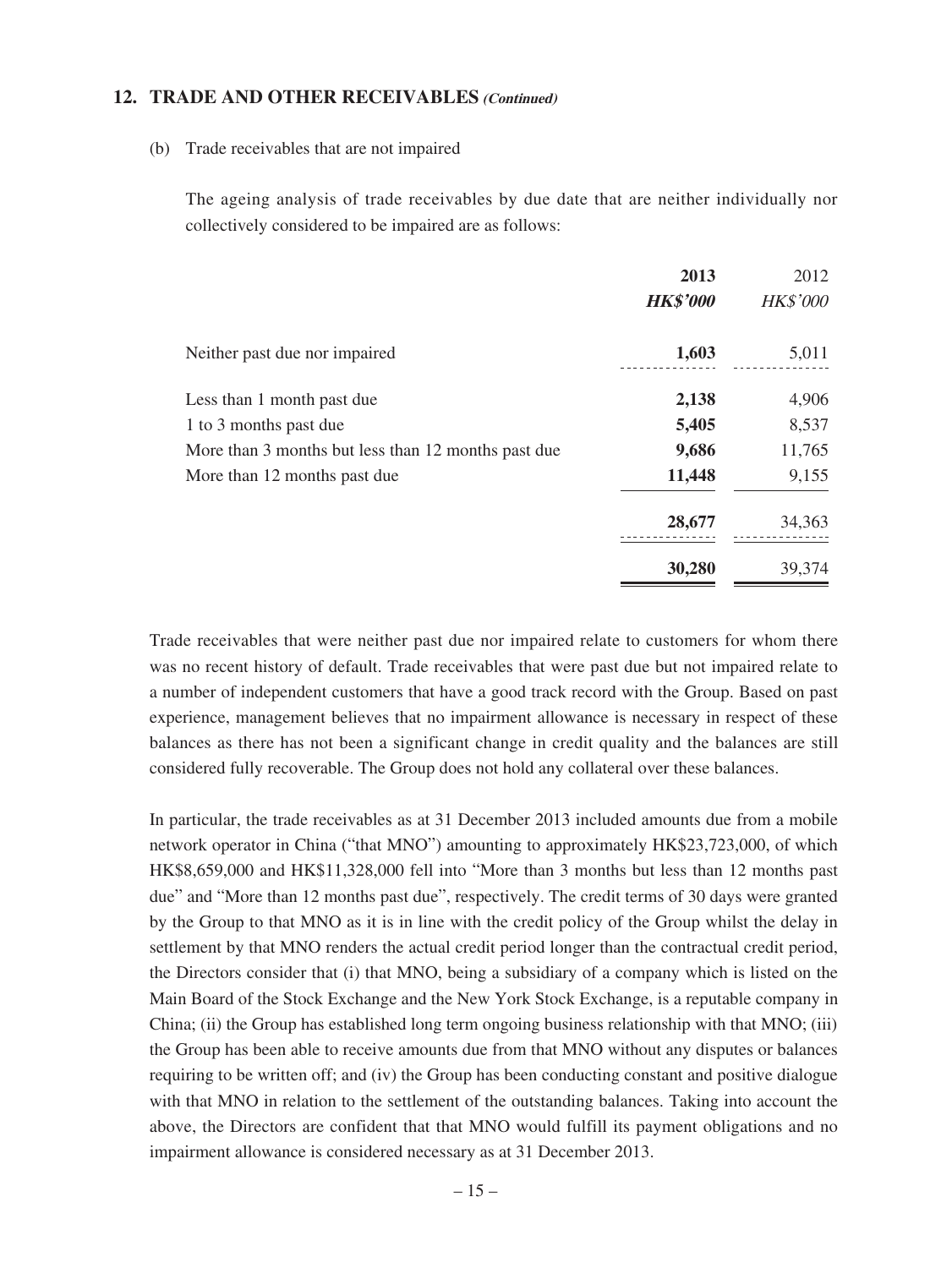## 12. TRADE AND OTHER RECEIVABLES *(Continued)*

(b) Trade receivables that are not impaired

The ageing analysis of trade receivables by due date that are neither individually nor collectively considered to be impaired are as follows:

| | 2013 | 2012 |
|---|---|---|
| | ***HK$'000*** | *HK$'000* |
| Neither past due nor impaired | **1,603** | 5,011 |
| Less than 1 month past due | **2,138** | 4,906 |
| 1 to 3 months past due | **5,405** | 8,537 |
| More than 3 months but less than 12 months past due | **9,686** | 11,765 |
| More than 12 months past due | **11,448** | 9,155 |
| | **28,677** | 34,363 |
| | **30,280** | 39,374 |

Trade receivables that were neither past due nor impaired relate to customers for whom there was no recent history of default. Trade receivables that were past due but not impaired relate to a number of independent customers that have a good track record with the Group. Based on past experience, management believes that no impairment allowance is necessary in respect of these balances as there has not been a significant change in credit quality and the balances are still considered fully recoverable. The Group does not hold any collateral over these balances.

In particular, the trade receivables as at 31 December 2013 included amounts due from a mobile network operator in China ("that MNO") amounting to approximately HK$23,723,000, of which HK$8,659,000 and HK$11,328,000 fell into "More than 3 months but less than 12 months past due" and "More than 12 months past due", respectively. The credit terms of 30 days were granted by the Group to that MNO as it is in line with the credit policy of the Group whilst the delay in settlement by that MNO renders the actual credit period longer than the contractual credit period, the Directors consider that (i) that MNO, being a subsidiary of a company which is listed on the Main Board of the Stock Exchange and the New York Stock Exchange, is a reputable company in China; (ii) the Group has established long term ongoing business relationship with that MNO; (iii) the Group has been able to receive amounts due from that MNO without any disputes or balances requiring to be written off; and (iv) the Group has been conducting constant and positive dialogue with that MNO in relation to the settlement of the outstanding balances. Taking into account the above, the Directors are confident that that MNO would fulfill its payment obligations and no impairment allowance is considered necessary as at 31 December 2013.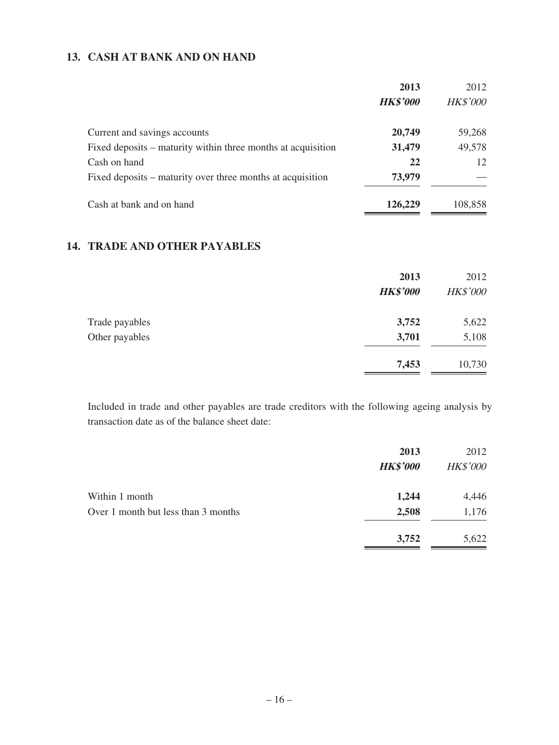## 13. CASH AT BANK AND ON HAND

| | **2013** | 2012 |
|---|---|---|
| | ***HK$'000*** | *HK$'000* |
| Current and savings accounts | **20,749** | 59,268 |
| Fixed deposits – maturity within three months at acquisition | **31,479** | 49,578 |
| Cash on hand | **22** | 12 |
| Fixed deposits – maturity over three months at acquisition | **73,979** | — |
| Cash at bank and on hand | **126,229** | 108,858 |

## 14. TRADE AND OTHER PAYABLES

| | **2013** | 2012 |
|---|---|---|
| | ***HK$'000*** | *HK$'000* |
| Trade payables | **3,752** | 5,622 |
| Other payables | **3,701** | 5,108 |
| | **7,453** | 10,730 |

Included in trade and other payables are trade creditors with the following ageing analysis by transaction date as of the balance sheet date:

| | **2013** | 2012 |
|---|---|---|
| | ***HK$'000*** | *HK$'000* |
| Within 1 month | **1,244** | 4,446 |
| Over 1 month but less than 3 months | **2,508** | 1,176 |
| | **3,752** | 5,622 |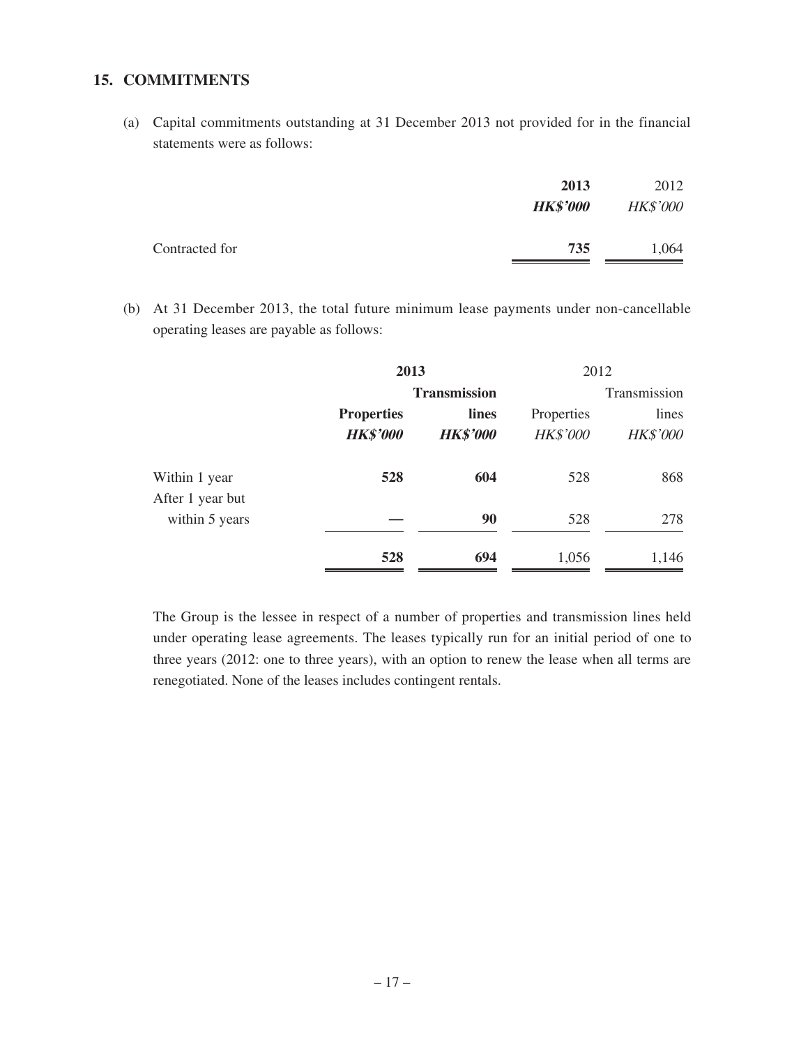## 15. COMMITMENTS

(a) Capital commitments outstanding at 31 December 2013 not provided for in the financial statements were as follows:

| | **2013** | 2012 |
|---|---|---|
| | ***HK$'000*** | *HK$'000* |
| Contracted for | **735** | 1,064 |

(b) At 31 December 2013, the total future minimum lease payments under non-cancellable operating leases are payable as follows:

| | **2013** | | 2012 | |
|---|---|---|---|---|
| | **Properties** | **Transmission lines** | Properties | Transmission lines |
| | ***HK$'000*** | ***HK$'000*** | *HK$'000* | *HK$'000* |
| Within 1 year | **528** | **604** | 528 | 868 |
| After 1 year but within 5 years | **—** | **90** | 528 | 278 |
| | **528** | **694** | 1,056 | 1,146 |

The Group is the lessee in respect of a number of properties and transmission lines held under operating lease agreements. The leases typically run for an initial period of one to three years (2012: one to three years), with an option to renew the lease when all terms are renegotiated. None of the leases includes contingent rentals.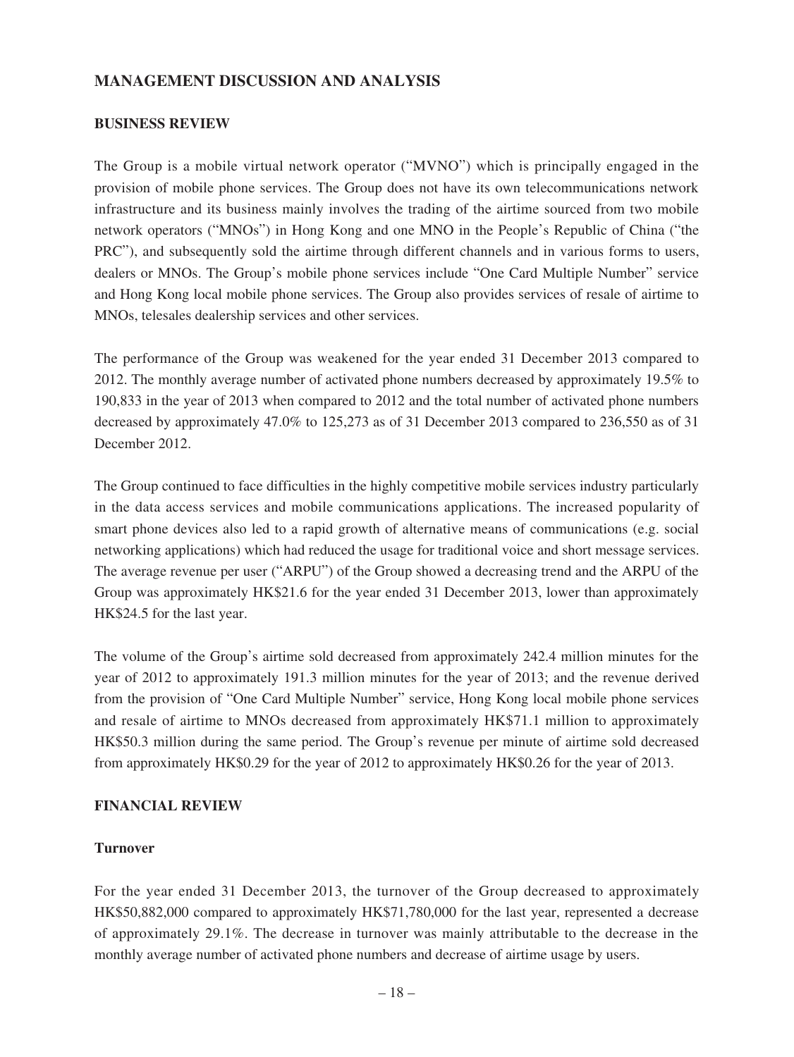## MANAGEMENT DISCUSSION AND ANALYSIS

### BUSINESS REVIEW

The Group is a mobile virtual network operator ("MVNO") which is principally engaged in the provision of mobile phone services. The Group does not have its own telecommunications network infrastructure and its business mainly involves the trading of the airtime sourced from two mobile network operators ("MNOs") in Hong Kong and one MNO in the People's Republic of China ("the PRC"), and subsequently sold the airtime through different channels and in various forms to users, dealers or MNOs. The Group's mobile phone services include "One Card Multiple Number" service and Hong Kong local mobile phone services. The Group also provides services of resale of airtime to MNOs, telesales dealership services and other services.

The performance of the Group was weakened for the year ended 31 December 2013 compared to 2012. The monthly average number of activated phone numbers decreased by approximately 19.5% to 190,833 in the year of 2013 when compared to 2012 and the total number of activated phone numbers decreased by approximately 47.0% to 125,273 as of 31 December 2013 compared to 236,550 as of 31 December 2012.

The Group continued to face difficulties in the highly competitive mobile services industry particularly in the data access services and mobile communications applications. The increased popularity of smart phone devices also led to a rapid growth of alternative means of communications (e.g. social networking applications) which had reduced the usage for traditional voice and short message services. The average revenue per user ("ARPU") of the Group showed a decreasing trend and the ARPU of the Group was approximately HK$21.6 for the year ended 31 December 2013, lower than approximately HK$24.5 for the last year.

The volume of the Group's airtime sold decreased from approximately 242.4 million minutes for the year of 2012 to approximately 191.3 million minutes for the year of 2013; and the revenue derived from the provision of "One Card Multiple Number" service, Hong Kong local mobile phone services and resale of airtime to MNOs decreased from approximately HK$71.1 million to approximately HK$50.3 million during the same period. The Group's revenue per minute of airtime sold decreased from approximately HK$0.29 for the year of 2012 to approximately HK$0.26 for the year of 2013.

### FINANCIAL REVIEW

#### Turnover

For the year ended 31 December 2013, the turnover of the Group decreased to approximately HK$50,882,000 compared to approximately HK$71,780,000 for the last year, represented a decrease of approximately 29.1%. The decrease in turnover was mainly attributable to the decrease in the monthly average number of activated phone numbers and decrease of airtime usage by users.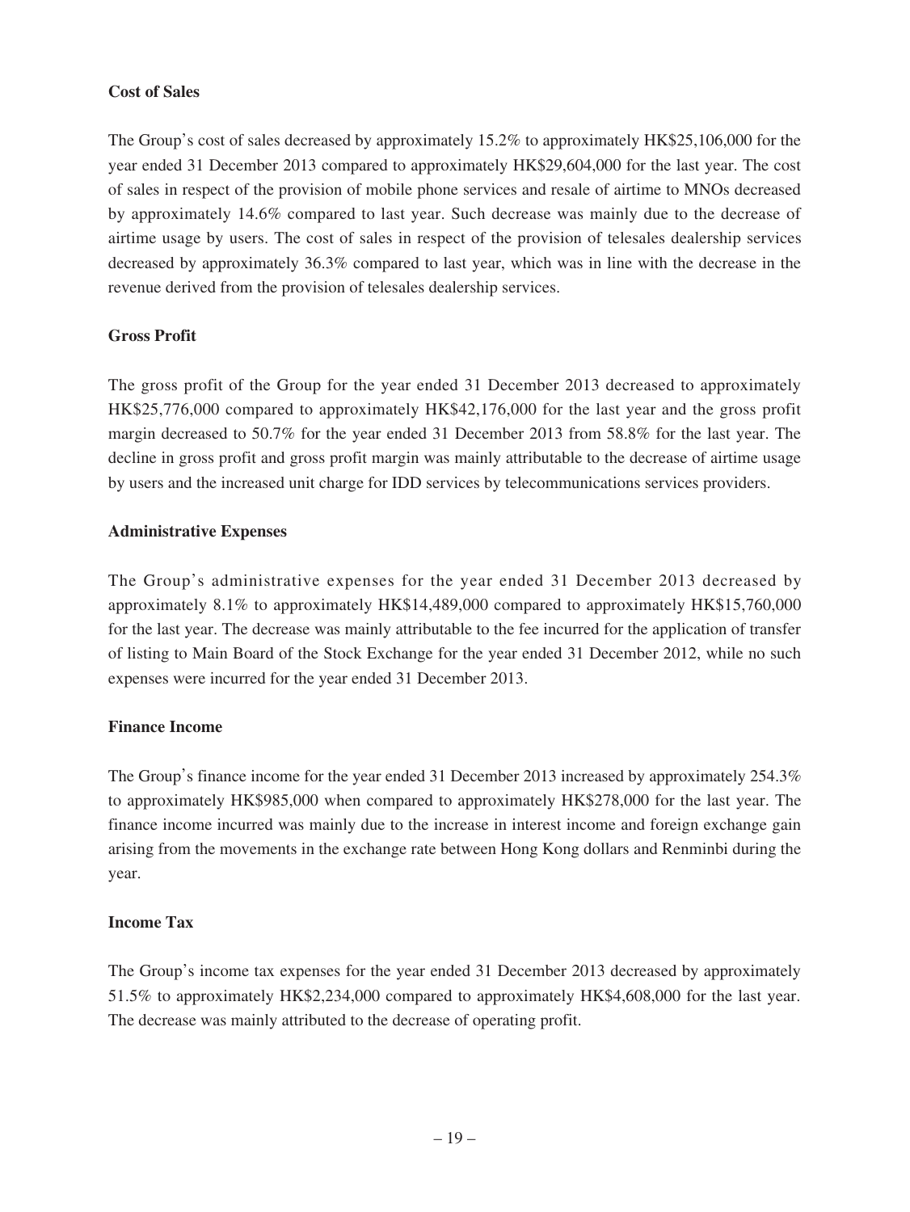**Cost of Sales**

The Group's cost of sales decreased by approximately 15.2% to approximately HK$25,106,000 for the year ended 31 December 2013 compared to approximately HK$29,604,000 for the last year. The cost of sales in respect of the provision of mobile phone services and resale of airtime to MNOs decreased by approximately 14.6% compared to last year. Such decrease was mainly due to the decrease of airtime usage by users. The cost of sales in respect of the provision of telesales dealership services decreased by approximately 36.3% compared to last year, which was in line with the decrease in the revenue derived from the provision of telesales dealership services.

**Gross Profit**

The gross profit of the Group for the year ended 31 December 2013 decreased to approximately HK$25,776,000 compared to approximately HK$42,176,000 for the last year and the gross profit margin decreased to 50.7% for the year ended 31 December 2013 from 58.8% for the last year. The decline in gross profit and gross profit margin was mainly attributable to the decrease of airtime usage by users and the increased unit charge for IDD services by telecommunications services providers.

**Administrative Expenses**

The Group's administrative expenses for the year ended 31 December 2013 decreased by approximately 8.1% to approximately HK$14,489,000 compared to approximately HK$15,760,000 for the last year. The decrease was mainly attributable to the fee incurred for the application of transfer of listing to Main Board of the Stock Exchange for the year ended 31 December 2012, while no such expenses were incurred for the year ended 31 December 2013.

**Finance Income**

The Group's finance income for the year ended 31 December 2013 increased by approximately 254.3% to approximately HK$985,000 when compared to approximately HK$278,000 for the last year. The finance income incurred was mainly due to the increase in interest income and foreign exchange gain arising from the movements in the exchange rate between Hong Kong dollars and Renminbi during the year.

**Income Tax**

The Group's income tax expenses for the year ended 31 December 2013 decreased by approximately 51.5% to approximately HK$2,234,000 compared to approximately HK$4,608,000 for the last year. The decrease was mainly attributed to the decrease of operating profit.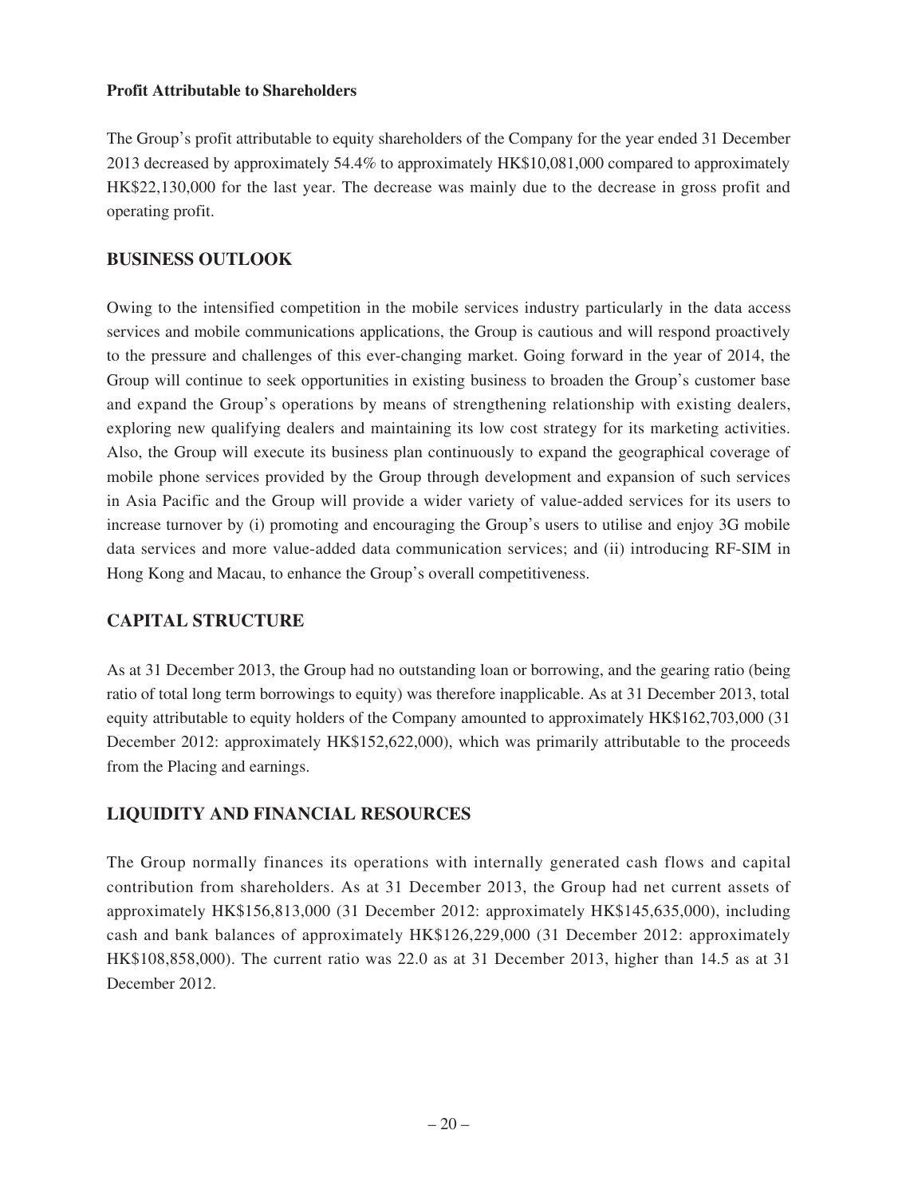**Profit Attributable to Shareholders**

The Group's profit attributable to equity shareholders of the Company for the year ended 31 December 2013 decreased by approximately 54.4% to approximately HK$10,081,000 compared to approximately HK$22,130,000 for the last year. The decrease was mainly due to the decrease in gross profit and operating profit.

## BUSINESS OUTLOOK

Owing to the intensified competition in the mobile services industry particularly in the data access services and mobile communications applications, the Group is cautious and will respond proactively to the pressure and challenges of this ever-changing market. Going forward in the year of 2014, the Group will continue to seek opportunities in existing business to broaden the Group's customer base and expand the Group's operations by means of strengthening relationship with existing dealers, exploring new qualifying dealers and maintaining its low cost strategy for its marketing activities. Also, the Group will execute its business plan continuously to expand the geographical coverage of mobile phone services provided by the Group through development and expansion of such services in Asia Pacific and the Group will provide a wider variety of value-added services for its users to increase turnover by (i) promoting and encouraging the Group's users to utilise and enjoy 3G mobile data services and more value-added data communication services; and (ii) introducing RF-SIM in Hong Kong and Macau, to enhance the Group's overall competitiveness.

## CAPITAL STRUCTURE

As at 31 December 2013, the Group had no outstanding loan or borrowing, and the gearing ratio (being ratio of total long term borrowings to equity) was therefore inapplicable. As at 31 December 2013, total equity attributable to equity holders of the Company amounted to approximately HK$162,703,000 (31 December 2012: approximately HK$152,622,000), which was primarily attributable to the proceeds from the Placing and earnings.

## LIQUIDITY AND FINANCIAL RESOURCES

The Group normally finances its operations with internally generated cash flows and capital contribution from shareholders. As at 31 December 2013, the Group had net current assets of approximately HK$156,813,000 (31 December 2012: approximately HK$145,635,000), including cash and bank balances of approximately HK$126,229,000 (31 December 2012: approximately HK$108,858,000). The current ratio was 22.0 as at 31 December 2013, higher than 14.5 as at 31 December 2012.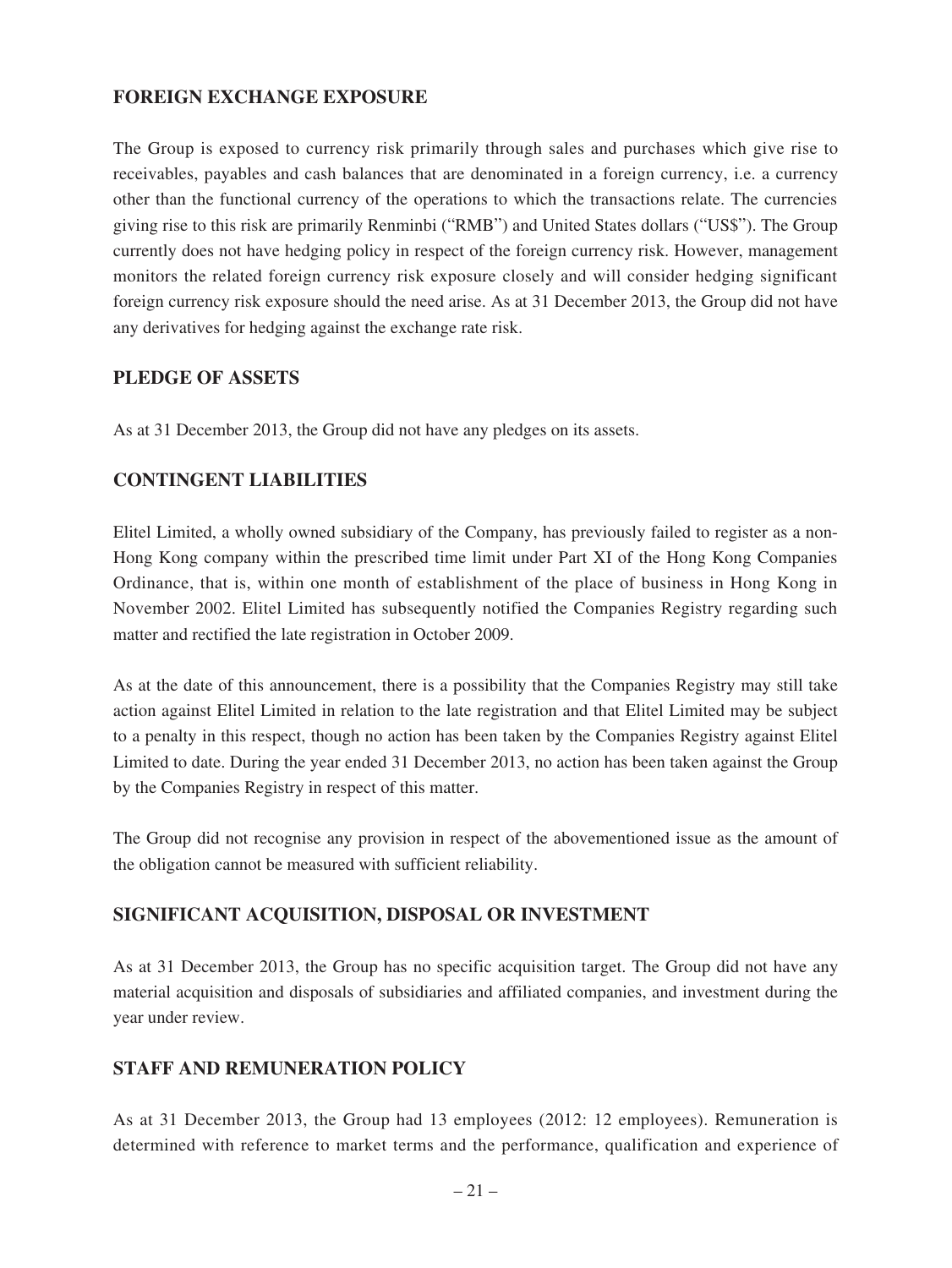## FOREIGN EXCHANGE EXPOSURE

The Group is exposed to currency risk primarily through sales and purchases which give rise to receivables, payables and cash balances that are denominated in a foreign currency, i.e. a currency other than the functional currency of the operations to which the transactions relate. The currencies giving rise to this risk are primarily Renminbi ("RMB") and United States dollars ("US$"). The Group currently does not have hedging policy in respect of the foreign currency risk. However, management monitors the related foreign currency risk exposure closely and will consider hedging significant foreign currency risk exposure should the need arise. As at 31 December 2013, the Group did not have any derivatives for hedging against the exchange rate risk.

## PLEDGE OF ASSETS

As at 31 December 2013, the Group did not have any pledges on its assets.

## CONTINGENT LIABILITIES

Elitel Limited, a wholly owned subsidiary of the Company, has previously failed to register as a non-Hong Kong company within the prescribed time limit under Part XI of the Hong Kong Companies Ordinance, that is, within one month of establishment of the place of business in Hong Kong in November 2002. Elitel Limited has subsequently notified the Companies Registry regarding such matter and rectified the late registration in October 2009.

As at the date of this announcement, there is a possibility that the Companies Registry may still take action against Elitel Limited in relation to the late registration and that Elitel Limited may be subject to a penalty in this respect, though no action has been taken by the Companies Registry against Elitel Limited to date. During the year ended 31 December 2013, no action has been taken against the Group by the Companies Registry in respect of this matter.

The Group did not recognise any provision in respect of the abovementioned issue as the amount of the obligation cannot be measured with sufficient reliability.

## SIGNIFICANT ACQUISITION, DISPOSAL OR INVESTMENT

As at 31 December 2013, the Group has no specific acquisition target. The Group did not have any material acquisition and disposals of subsidiaries and affiliated companies, and investment during the year under review.

## STAFF AND REMUNERATION POLICY

As at 31 December 2013, the Group had 13 employees (2012: 12 employees). Remuneration is determined with reference to market terms and the performance, qualification and experience of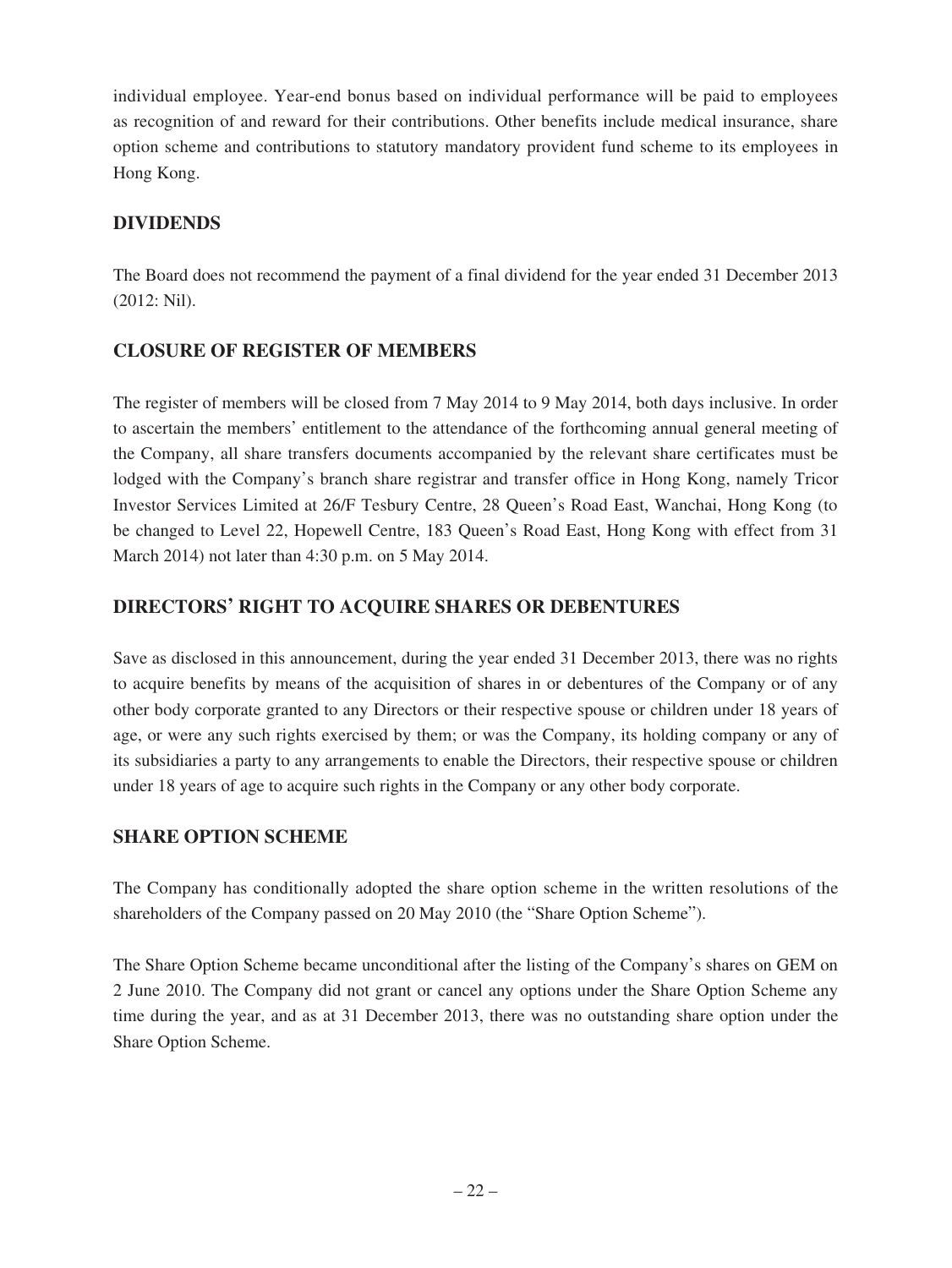individual employee. Year-end bonus based on individual performance will be paid to employees as recognition of and reward for their contributions. Other benefits include medical insurance, share option scheme and contributions to statutory mandatory provident fund scheme to its employees in Hong Kong.

## DIVIDENDS

The Board does not recommend the payment of a final dividend for the year ended 31 December 2013 (2012: Nil).

## CLOSURE OF REGISTER OF MEMBERS

The register of members will be closed from 7 May 2014 to 9 May 2014, both days inclusive. In order to ascertain the members' entitlement to the attendance of the forthcoming annual general meeting of the Company, all share transfers documents accompanied by the relevant share certificates must be lodged with the Company's branch share registrar and transfer office in Hong Kong, namely Tricor Investor Services Limited at 26/F Tesbury Centre, 28 Queen's Road East, Wanchai, Hong Kong (to be changed to Level 22, Hopewell Centre, 183 Queen's Road East, Hong Kong with effect from 31 March 2014) not later than 4:30 p.m. on 5 May 2014.

## DIRECTORS' RIGHT TO ACQUIRE SHARES OR DEBENTURES

Save as disclosed in this announcement, during the year ended 31 December 2013, there was no rights to acquire benefits by means of the acquisition of shares in or debentures of the Company or of any other body corporate granted to any Directors or their respective spouse or children under 18 years of age, or were any such rights exercised by them; or was the Company, its holding company or any of its subsidiaries a party to any arrangements to enable the Directors, their respective spouse or children under 18 years of age to acquire such rights in the Company or any other body corporate.

## SHARE OPTION SCHEME

The Company has conditionally adopted the share option scheme in the written resolutions of the shareholders of the Company passed on 20 May 2010 (the "Share Option Scheme").

The Share Option Scheme became unconditional after the listing of the Company's shares on GEM on 2 June 2010. The Company did not grant or cancel any options under the Share Option Scheme any time during the year, and as at 31 December 2013, there was no outstanding share option under the Share Option Scheme.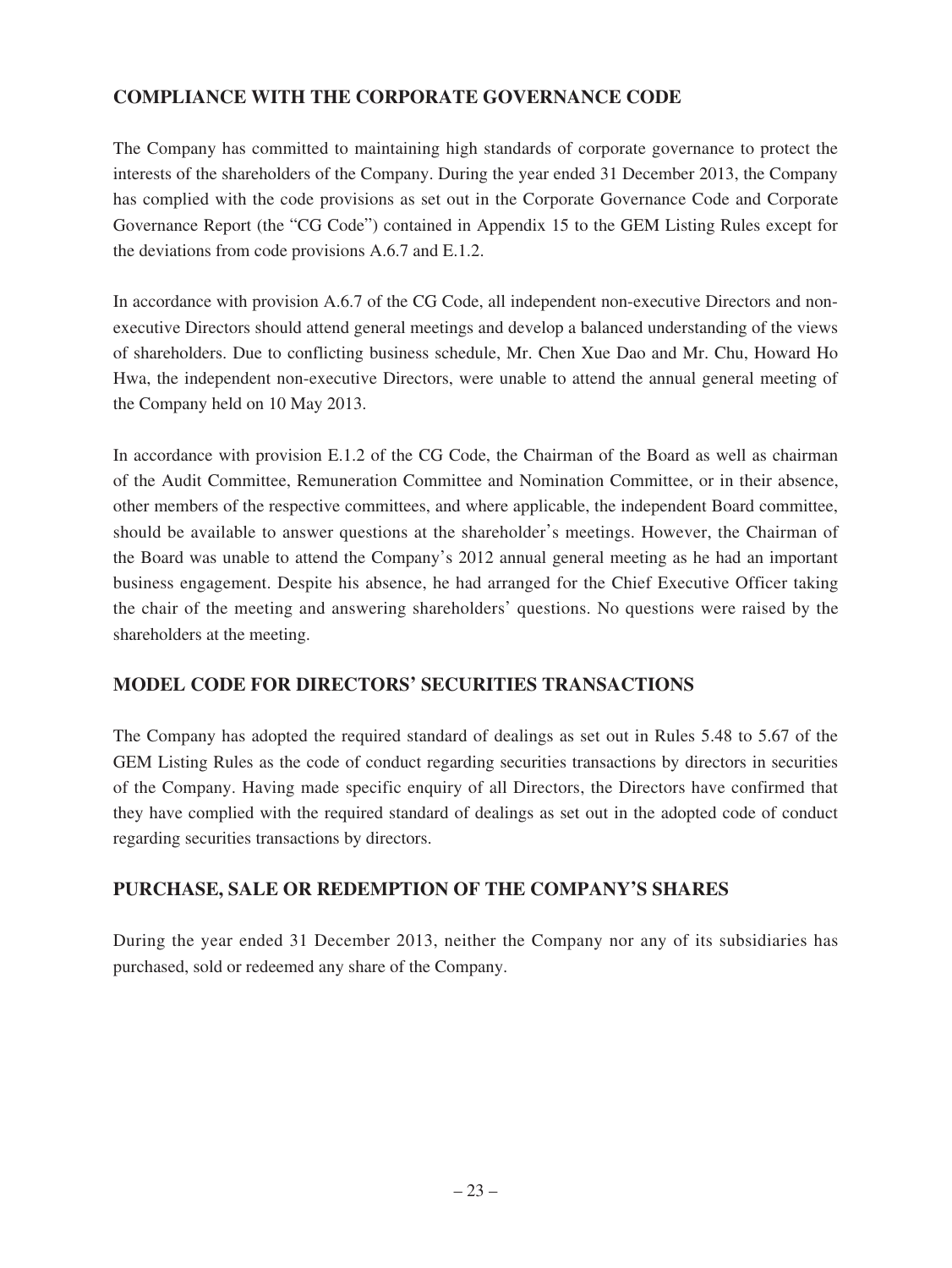## COMPLIANCE WITH THE CORPORATE GOVERNANCE CODE

The Company has committed to maintaining high standards of corporate governance to protect the interests of the shareholders of the Company. During the year ended 31 December 2013, the Company has complied with the code provisions as set out in the Corporate Governance Code and Corporate Governance Report (the "CG Code") contained in Appendix 15 to the GEM Listing Rules except for the deviations from code provisions A.6.7 and E.1.2.

In accordance with provision A.6.7 of the CG Code, all independent non-executive Directors and non-executive Directors should attend general meetings and develop a balanced understanding of the views of shareholders. Due to conflicting business schedule, Mr. Chen Xue Dao and Mr. Chu, Howard Ho Hwa, the independent non-executive Directors, were unable to attend the annual general meeting of the Company held on 10 May 2013.

In accordance with provision E.1.2 of the CG Code, the Chairman of the Board as well as chairman of the Audit Committee, Remuneration Committee and Nomination Committee, or in their absence, other members of the respective committees, and where applicable, the independent Board committee, should be available to answer questions at the shareholder's meetings. However, the Chairman of the Board was unable to attend the Company's 2012 annual general meeting as he had an important business engagement. Despite his absence, he had arranged for the Chief Executive Officer taking the chair of the meeting and answering shareholders' questions. No questions were raised by the shareholders at the meeting.

## MODEL CODE FOR DIRECTORS' SECURITIES TRANSACTIONS

The Company has adopted the required standard of dealings as set out in Rules 5.48 to 5.67 of the GEM Listing Rules as the code of conduct regarding securities transactions by directors in securities of the Company. Having made specific enquiry of all Directors, the Directors have confirmed that they have complied with the required standard of dealings as set out in the adopted code of conduct regarding securities transactions by directors.

## PURCHASE, SALE OR REDEMPTION OF THE COMPANY'S SHARES

During the year ended 31 December 2013, neither the Company nor any of its subsidiaries has purchased, sold or redeemed any share of the Company.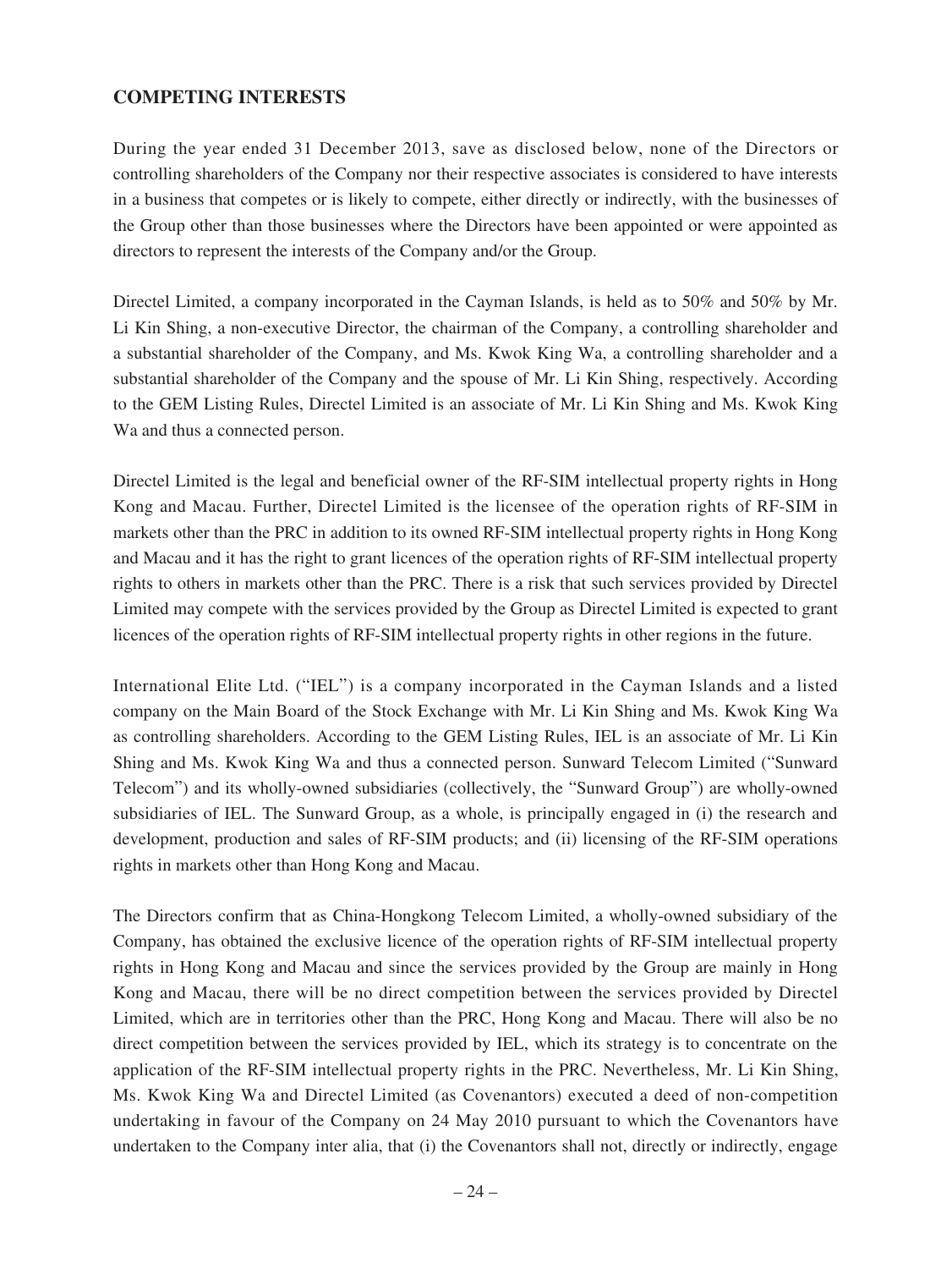## COMPETING INTERESTS

During the year ended 31 December 2013, save as disclosed below, none of the Directors or controlling shareholders of the Company nor their respective associates is considered to have interests in a business that competes or is likely to compete, either directly or indirectly, with the businesses of the Group other than those businesses where the Directors have been appointed or were appointed as directors to represent the interests of the Company and/or the Group.

Directel Limited, a company incorporated in the Cayman Islands, is held as to 50% and 50% by Mr. Li Kin Shing, a non-executive Director, the chairman of the Company, a controlling shareholder and a substantial shareholder of the Company, and Ms. Kwok King Wa, a controlling shareholder and a substantial shareholder of the Company and the spouse of Mr. Li Kin Shing, respectively. According to the GEM Listing Rules, Directel Limited is an associate of Mr. Li Kin Shing and Ms. Kwok King Wa and thus a connected person.

Directel Limited is the legal and beneficial owner of the RF-SIM intellectual property rights in Hong Kong and Macau. Further, Directel Limited is the licensee of the operation rights of RF-SIM in markets other than the PRC in addition to its owned RF-SIM intellectual property rights in Hong Kong and Macau and it has the right to grant licences of the operation rights of RF-SIM intellectual property rights to others in markets other than the PRC. There is a risk that such services provided by Directel Limited may compete with the services provided by the Group as Directel Limited is expected to grant licences of the operation rights of RF-SIM intellectual property rights in other regions in the future.

International Elite Ltd. ("IEL") is a company incorporated in the Cayman Islands and a listed company on the Main Board of the Stock Exchange with Mr. Li Kin Shing and Ms. Kwok King Wa as controlling shareholders. According to the GEM Listing Rules, IEL is an associate of Mr. Li Kin Shing and Ms. Kwok King Wa and thus a connected person. Sunward Telecom Limited ("Sunward Telecom") and its wholly-owned subsidiaries (collectively, the "Sunward Group") are wholly-owned subsidiaries of IEL. The Sunward Group, as a whole, is principally engaged in (i) the research and development, production and sales of RF-SIM products; and (ii) licensing of the RF-SIM operations rights in markets other than Hong Kong and Macau.

The Directors confirm that as China-Hongkong Telecom Limited, a wholly-owned subsidiary of the Company, has obtained the exclusive licence of the operation rights of RF-SIM intellectual property rights in Hong Kong and Macau and since the services provided by the Group are mainly in Hong Kong and Macau, there will be no direct competition between the services provided by Directel Limited, which are in territories other than the PRC, Hong Kong and Macau. There will also be no direct competition between the services provided by IEL, which its strategy is to concentrate on the application of the RF-SIM intellectual property rights in the PRC. Nevertheless, Mr. Li Kin Shing, Ms. Kwok King Wa and Directel Limited (as Covenantors) executed a deed of non-competition undertaking in favour of the Company on 24 May 2010 pursuant to which the Covenantors have undertaken to the Company inter alia, that (i) the Covenantors shall not, directly or indirectly, engage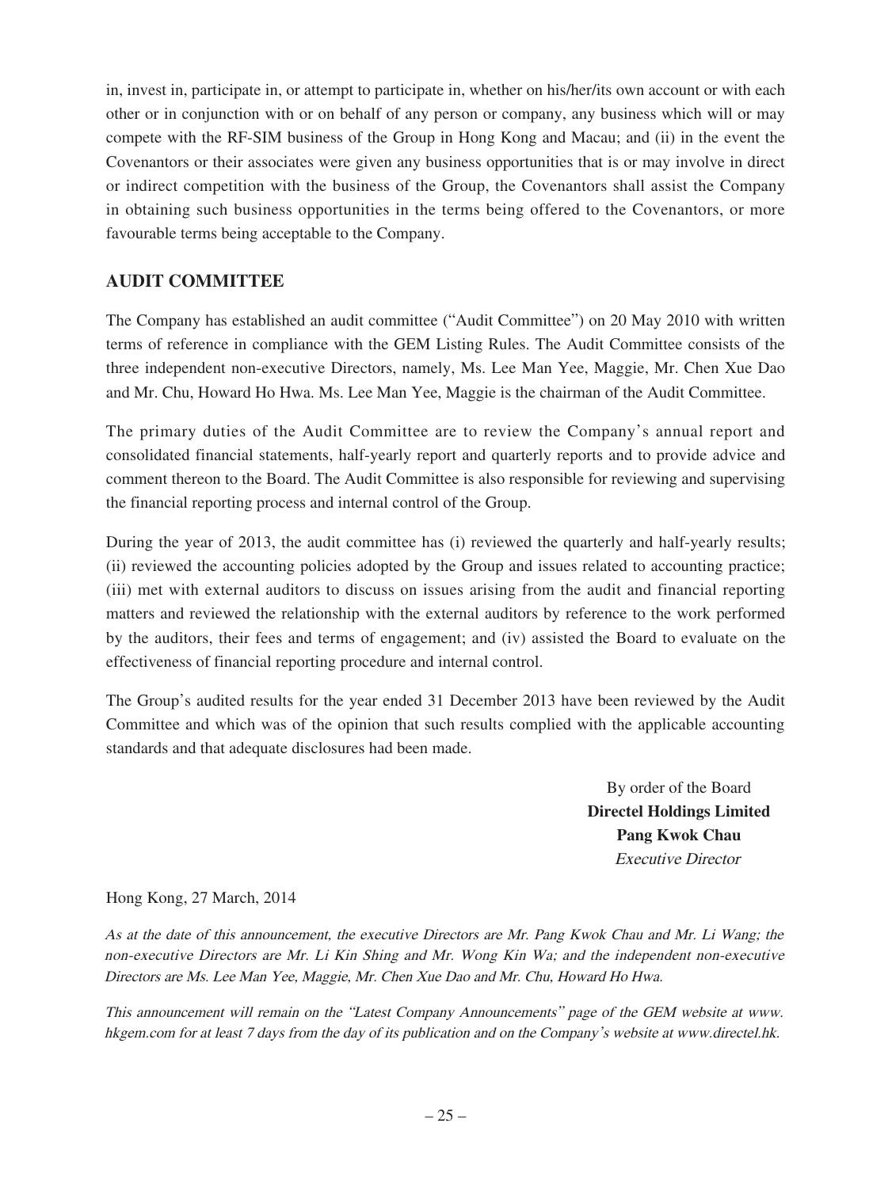in, invest in, participate in, or attempt to participate in, whether on his/her/its own account or with each other or in conjunction with or on behalf of any person or company, any business which will or may compete with the RF-SIM business of the Group in Hong Kong and Macau; and (ii) in the event the Covenantors or their associates were given any business opportunities that is or may involve in direct or indirect competition with the business of the Group, the Covenantors shall assist the Company in obtaining such business opportunities in the terms being offered to the Covenantors, or more favourable terms being acceptable to the Company.

## AUDIT COMMITTEE

The Company has established an audit committee ("Audit Committee") on 20 May 2010 with written terms of reference in compliance with the GEM Listing Rules. The Audit Committee consists of the three independent non-executive Directors, namely, Ms. Lee Man Yee, Maggie, Mr. Chen Xue Dao and Mr. Chu, Howard Ho Hwa. Ms. Lee Man Yee, Maggie is the chairman of the Audit Committee.

The primary duties of the Audit Committee are to review the Company's annual report and consolidated financial statements, half-yearly report and quarterly reports and to provide advice and comment thereon to the Board. The Audit Committee is also responsible for reviewing and supervising the financial reporting process and internal control of the Group.

During the year of 2013, the audit committee has (i) reviewed the quarterly and half-yearly results; (ii) reviewed the accounting policies adopted by the Group and issues related to accounting practice; (iii) met with external auditors to discuss on issues arising from the audit and financial reporting matters and reviewed the relationship with the external auditors by reference to the work performed by the auditors, their fees and terms of engagement; and (iv) assisted the Board to evaluate on the effectiveness of financial reporting procedure and internal control.

The Group's audited results for the year ended 31 December 2013 have been reviewed by the Audit Committee and which was of the opinion that such results complied with the applicable accounting standards and that adequate disclosures had been made.

By order of the Board
**Directel Holdings Limited**
**Pang Kwok Chau**
*Executive Director*

Hong Kong, 27 March, 2014

*As at the date of this announcement, the executive Directors are Mr. Pang Kwok Chau and Mr. Li Wang; the non-executive Directors are Mr. Li Kin Shing and Mr. Wong Kin Wa; and the independent non-executive Directors are Ms. Lee Man Yee, Maggie, Mr. Chen Xue Dao and Mr. Chu, Howard Ho Hwa.*

*This announcement will remain on the "Latest Company Announcements" page of the GEM website at www.hkgem.com for at least 7 days from the day of its publication and on the Company's website at www.directel.hk.*